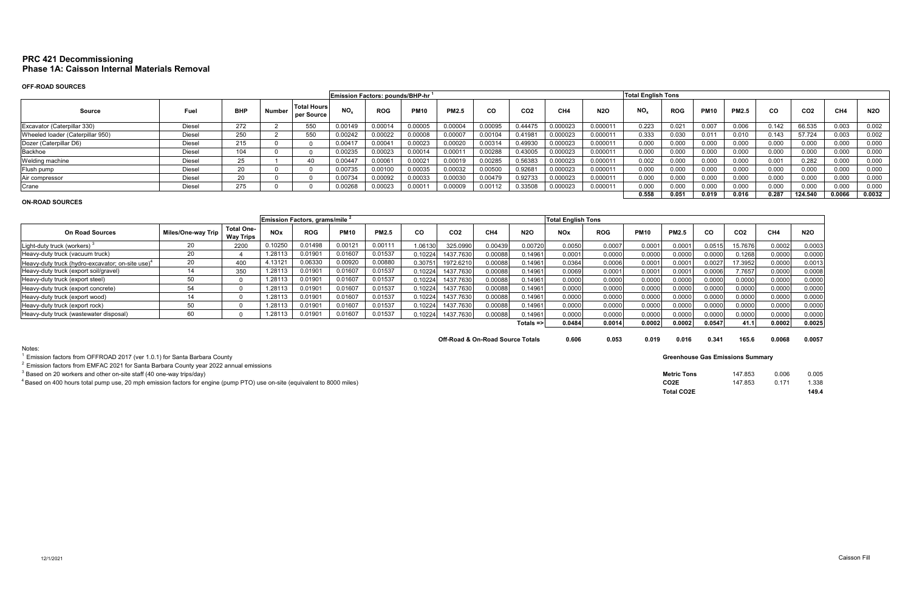# PRC 421 Decommissioning
## Phase 1A: Caisson Internal Materials Removal

### OFF-ROAD SOURCES

| Source | Fuel | BHP | Number | Total Hours per Source | Emission Factors: pounds/BHP-hr [1] | | | | | | | | Total English Tons | | | | | | | |
|---|---|---|---|---|---|---|---|---|---|---|---|---|---|---|---|---|---|---|---|---|
| | | | | | $NO_x$ | ROG | PM10 | PM2.5 | CO | CO2 | CH4 | N2O | $NO_x$ | ROG | PM10 | PM2.5 | CO | CO2 | CH4 | N2O |
| Excavator (Caterpillar 330) | Diesel | 272 | 2 | 550 | 0.00149 | 0.00014 | 0.00005 | 0.00004 | 0.00095 | 0.44475 | 0.000023 | 0.000011 | 0.223 | 0.021 | 0.007 | 0.006 | 0.142 | 66.535 | 0.003 | 0.002 |
| Wheeled loader (Caterpillar 950) | Diesel | 250 | 2 | 550 | 0.00242 | 0.00022 | 0.00008 | 0.00007 | 0.00104 | 0.41981 | 0.000023 | 0.000011 | 0.333 | 0.030 | 0.011 | 0.010 | 0.143 | 57.724 | 0.003 | 0.002 |
| Dozer (Caterpillar D6) | Diesel | 215 | 0 | 0 | 0.00417 | 0.00041 | 0.00023 | 0.00020 | 0.00314 | 0.49930 | 0.000023 | 0.000011 | 0.000 | 0.000 | 0.000 | 0.000 | 0.000 | 0.000 | 0.000 | 0.000 |
| Backhoe | Diesel | 104 | 0 | 0 | 0.00235 | 0.00023 | 0.00014 | 0.00011 | 0.00288 | 0.43005 | 0.000023 | 0.000011 | 0.000 | 0.000 | 0.000 | 0.000 | 0.000 | 0.000 | 0.000 | 0.000 |
| Welding machine | Diesel | 25 | 1 | 40 | 0.00447 | 0.00061 | 0.00021 | 0.00019 | 0.00285 | 0.56383 | 0.000023 | 0.000011 | 0.002 | 0.000 | 0.000 | 0.000 | 0.001 | 0.282 | 0.000 | 0.000 |
| Flush pump | Diesel | 20 | 0 | 0 | 0.00735 | 0.00100 | 0.00035 | 0.00032 | 0.00500 | 0.92681 | 0.000023 | 0.000011 | 0.000 | 0.000 | 0.000 | 0.000 | 0.000 | 0.000 | 0.000 | 0.000 |
| Air compressor | Diesel | 20 | 0 | 0 | 0.00734 | 0.00092 | 0.00033 | 0.00030 | 0.00479 | 0.92733 | 0.000023 | 0.000011 | 0.000 | 0.000 | 0.000 | 0.000 | 0.000 | 0.000 | 0.000 | 0.000 |
| Crane | Diesel | 275 | 0 | 0 | 0.00268 | 0.00023 | 0.00011 | 0.00009 | 0.00112 | 0.33508 | 0.000023 | 0.000011 | 0.000 | 0.000 | 0.000 | 0.000 | 0.000 | 0.000 | 0.000 | 0.000 |
| | | | | | | | | | | | | | 0.558 | 0.051 | 0.019 | 0.016 | 0.287 | 124.540 | 0.0066 | 0.0032 |

### ON-ROAD SOURCES

| On Road Sources | Miles/One-way Trip | Total One-Way Trips | Emission Factors, grams/mile [2] | | | | | | | | Total English Tons | | | | | | | |
|---|---|---|---|---|---|---|---|---|---|---|---|---|---|---|---|---|---|---|
| | | | NOx | ROG | PM10 | PM2.5 | CO | CO2 | CH4 | N2O | NOx | ROG | PM10 | PM2.5 | CO | CO2 | CH4 | N2O |
| Light-duty truck (workers) [3] | 20 | 2200 | 0.10250 | 0.01498 | 0.00121 | 0.00111 | 1.06130 | 325.0990 | 0.00439 | 0.00720 | 0.0050 | 0.0007 | 0.0001 | 0.0001 | 0.0515 | 15.7676 | 0.0002 | 0.0003 |
| Heavy-duty truck (vacuum truck) | 20 | 4 | 1.28113 | 0.01901 | 0.01607 | 0.01537 | 0.10224 | 1437.7630 | 0.00088 | 0.14961 | 0.0001 | 0.0000 | 0.0000 | 0.0000 | 0.0000 | 0.1268 | 0.0000 | 0.0000 |
| Heavy-duty truck (hydro-excavator; on-site use) [4] | 20 | 400 | 4.13121 | 0.06330 | 0.00920 | 0.00880 | 0.30751 | 1972.6210 | 0.00088 | 0.14961 | 0.0364 | 0.0006 | 0.0001 | 0.0001 | 0.0027 | 17.3952 | 0.0000 | 0.0013 |
| Heavy-duty truck (export soil/gravel) | 14 | 350 | 1.28113 | 0.01901 | 0.01607 | 0.01537 | 0.10224 | 1437.7630 | 0.00088 | 0.14961 | 0.0069 | 0.0001 | 0.0001 | 0.0001 | 0.0006 | 7.7657 | 0.0000 | 0.0008 |
| Heavy-duty truck (export steel) | 50 | 0 | 1.28113 | 0.01901 | 0.01607 | 0.01537 | 0.10224 | 1437.7630 | 0.00088 | 0.14961 | 0.0000 | 0.0000 | 0.0000 | 0.0000 | 0.0000 | 0.0000 | 0.0000 | 0.0000 |
| Heavy-duty truck (export concrete) | 54 | 0 | 1.28113 | 0.01901 | 0.01607 | 0.01537 | 0.10224 | 1437.7630 | 0.00088 | 0.14961 | 0.0000 | 0.0000 | 0.0000 | 0.0000 | 0.0000 | 0.0000 | 0.0000 | 0.0000 |
| Heavy-duty truck (export wood) | 14 | 0 | 1.28113 | 0.01901 | 0.01607 | 0.01537 | 0.10224 | 1437.7630 | 0.00088 | 0.14961 | 0.0000 | 0.0000 | 0.0000 | 0.0000 | 0.0000 | 0.0000 | 0.0000 | 0.0000 |
| Heavy-duty truck (export rock) | 50 | 0 | 1.28113 | 0.01901 | 0.01607 | 0.01537 | 0.10224 | 1437.7630 | 0.00088 | 0.14961 | 0.0000 | 0.0000 | 0.0000 | 0.0000 | 0.0000 | 0.0000 | 0.0000 | 0.0000 |
| Heavy-duty truck (wastewater disposal) | 60 | 0 | 1.28113 | 0.01901 | 0.01607 | 0.01537 | 0.10224 | 1437.7630 | 0.00088 | 0.14961 | 0.0000 | 0.0000 | 0.0000 | 0.0000 | 0.0000 | 0.0000 | 0.0000 | 0.0000 |
| | | | | | | | | | | Totals => | 0.0484 | 0.0014 | 0.0002 | 0.0002 | 0.0547 | 41.1 | 0.0002 | 0.0025 |
| | | | | | | | **Off-Road & On-Road Source Totals** | | | | 0.606 | 0.053 | 0.019 | 0.016 | 0.341 | 165.6 | 0.0068 | 0.0057 |

**Greenhouse Gas Emissions Summary**

| | CO2 | CH4 | N2O |
|---|---|---|---|
| Metric Tons | 147.853 | 0.006 | 0.005 |
| CO2E | 147.853 | 0.171 | 1.338 |
| Total CO2E | | | 149.4 |

Notes:

[1] Emission factors from OFFROAD 2017 (ver 1.0.1) for Santa Barbara County

[2] Emission factors from EMFAC 2021 for Santa Barbara County year 2022 annual emissions

[3] Based on 20 workers and other on-site staff (40 one-way trips/day)

[4] Based on 400 hours total pump use, 20 mph emission factors for engine (pump PTO) use on-site (equivalent to 8000 miles)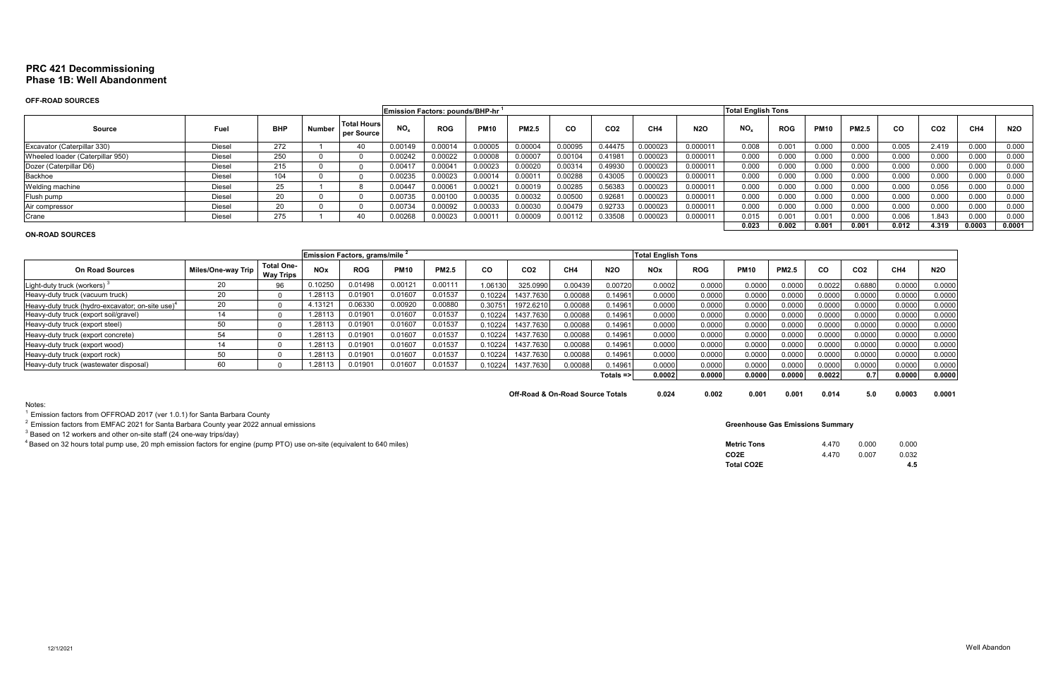# PRC 421 Decommissioning
## Phase 1B: Well Abandonment

### OFF-ROAD SOURCES

| Source | Fuel | BHP | Number | Total Hours per Source | Emission Factors: pounds/BHP-hr [1] | | | | | | | | Total English Tons | | | | | | | |
|---|---|---|---|---|---|---|---|---|---|---|---|---|---|---|---|---|---|---|---|---|
| | | | | | $NO_x$ | ROG | PM10 | PM2.5 | CO | CO2 | CH4 | N2O | $NO_x$ | ROG | PM10 | PM2.5 | CO | CO2 | CH4 | N2O |
| Excavator (Caterpillar 330) | Diesel | 272 | 1 | 40 | 0.00149 | 0.00014 | 0.00005 | 0.00004 | 0.00095 | 0.44475 | 0.000023 | 0.000011 | 0.008 | 0.001 | 0.000 | 0.000 | 0.005 | 2.419 | 0.000 | 0.000 |
| Wheeled loader (Caterpillar 950) | Diesel | 250 | 0 | 0 | 0.00242 | 0.00022 | 0.00008 | 0.00007 | 0.00104 | 0.41981 | 0.000023 | 0.000011 | 0.000 | 0.000 | 0.000 | 0.000 | 0.000 | 0.000 | 0.000 | 0.000 |
| Dozer (Caterpillar D6) | Diesel | 215 | 0 | 0 | 0.00417 | 0.00041 | 0.00023 | 0.00020 | 0.00314 | 0.49930 | 0.000023 | 0.000011 | 0.000 | 0.000 | 0.000 | 0.000 | 0.000 | 0.000 | 0.000 | 0.000 |
| Backhoe | Diesel | 104 | 0 | 0 | 0.00235 | 0.00023 | 0.00014 | 0.00011 | 0.00288 | 0.43005 | 0.000023 | 0.000011 | 0.000 | 0.000 | 0.000 | 0.000 | 0.000 | 0.000 | 0.000 | 0.000 |
| Welding machine | Diesel | 25 | 1 | 8 | 0.00447 | 0.00061 | 0.00021 | 0.00019 | 0.00285 | 0.56383 | 0.000023 | 0.000011 | 0.000 | 0.000 | 0.000 | 0.000 | 0.000 | 0.056 | 0.000 | 0.000 |
| Flush pump | Diesel | 20 | 0 | 0 | 0.00735 | 0.00100 | 0.00035 | 0.00032 | 0.00500 | 0.92681 | 0.000023 | 0.000011 | 0.000 | 0.000 | 0.000 | 0.000 | 0.000 | 0.000 | 0.000 | 0.000 |
| Air compressor | Diesel | 20 | 0 | 0 | 0.00734 | 0.00092 | 0.00033 | 0.00030 | 0.00479 | 0.92733 | 0.000023 | 0.000011 | 0.000 | 0.000 | 0.000 | 0.000 | 0.000 | 0.000 | 0.000 | 0.000 |
| Crane | Diesel | 275 | 1 | 40 | 0.00268 | 0.00023 | 0.00011 | 0.00009 | 0.00112 | 0.33508 | 0.000023 | 0.000011 | 0.015 | 0.001 | 0.001 | 0.000 | 0.006 | 1.843 | 0.000 | 0.000 |
| | | | | | | | | | | | | | 0.023 | 0.002 | 0.001 | 0.001 | 0.012 | 4.319 | 0.0003 | 0.0001 |

### ON-ROAD SOURCES

| On Road Sources | Miles/One-way Trip | Total One-Way Trips | Emission Factors, grams/mile [2] | | | | | | | | Total English Tons | | | | | | | |
|---|---|---|---|---|---|---|---|---|---|---|---|---|---|---|---|---|---|---|
| | | | NOx | ROG | PM10 | PM2.5 | CO | CO2 | CH4 | N2O | NOx | ROG | PM10 | PM2.5 | CO | CO2 | CH4 | N2O |
| Light-duty truck (workers) [3] | 20 | 96 | 0.10250 | 0.01498 | 0.00121 | 0.00111 | 1.06130 | 325.0990 | 0.00439 | 0.00720 | 0.0002 | 0.0000 | 0.0000 | 0.0000 | 0.0022 | 0.6880 | 0.0000 | 0.0000 |
| Heavy-duty truck (vacuum truck) | 20 | 0 | 1.28113 | 0.01901 | 0.01607 | 0.01537 | 0.10224 | 1437.7630 | 0.00088 | 0.14961 | 0.0000 | 0.0000 | 0.0000 | 0.0000 | 0.0000 | 0.0000 | 0.0000 | 0.0000 |
| Heavy-duty truck (hydro-excavator; on-site use)[4] | 20 | 0 | 4.13121 | 0.06330 | 0.00920 | 0.00880 | 0.30751 | 1972.6210 | 0.00088 | 0.14961 | 0.0000 | 0.0000 | 0.0000 | 0.0000 | 0.0000 | 0.0000 | 0.0000 | 0.0000 |
| Heavy-duty truck (export soil/gravel) | 14 | 0 | 1.28113 | 0.01901 | 0.01607 | 0.01537 | 0.10224 | 1437.7630 | 0.00088 | 0.14961 | 0.0000 | 0.0000 | 0.0000 | 0.0000 | 0.0000 | 0.0000 | 0.0000 | 0.0000 |
| Heavy-duty truck (export steel) | 50 | 0 | 1.28113 | 0.01901 | 0.01607 | 0.01537 | 0.10224 | 1437.7630 | 0.00088 | 0.14961 | 0.0000 | 0.0000 | 0.0000 | 0.0000 | 0.0000 | 0.0000 | 0.0000 | 0.0000 |
| Heavy-duty truck (export concrete) | 54 | 0 | 1.28113 | 0.01901 | 0.01607 | 0.01537 | 0.10224 | 1437.7630 | 0.00088 | 0.14961 | 0.0000 | 0.0000 | 0.0000 | 0.0000 | 0.0000 | 0.0000 | 0.0000 | 0.0000 |
| Heavy-duty truck (export wood) | 14 | 0 | 1.28113 | 0.01901 | 0.01607 | 0.01537 | 0.10224 | 1437.7630 | 0.00088 | 0.14961 | 0.0000 | 0.0000 | 0.0000 | 0.0000 | 0.0000 | 0.0000 | 0.0000 | 0.0000 |
| Heavy-duty truck (export rock) | 50 | 0 | 1.28113 | 0.01901 | 0.01607 | 0.01537 | 0.10224 | 1437.7630 | 0.00088 | 0.14961 | 0.0000 | 0.0000 | 0.0000 | 0.0000 | 0.0000 | 0.0000 | 0.0000 | 0.0000 |
| Heavy-duty truck (wastewater disposal) | 60 | 0 | 1.28113 | 0.01901 | 0.01607 | 0.01537 | 0.10224 | 1437.7630 | 0.00088 | 0.14961 | 0.0000 | 0.0000 | 0.0000 | 0.0000 | 0.0000 | 0.0000 | 0.0000 | 0.0000 |
| | | | | | | | | | | Totals => | 0.0002 | 0.0000 | 0.0000 | 0.0000 | 0.0022 | 0.7 | 0.0000 | 0.0000 |
| | | | | | | | **Off-Road & On-Road Source Totals** | | | | 0.024 | 0.002 | 0.001 | 0.001 | 0.014 | 5.0 | 0.0003 | 0.0001 |

Notes:

[1] Emission factors from OFFROAD 2017 (ver 1.0.1) for Santa Barbara County

[2] Emission factors from EMFAC 2021 for Santa Barbara County year 2022 annual emissions

[3] Based on 12 workers and other on-site staff (24 one-way trips/day)

[4] Based on 32 hours total pump use, 20 mph emission factors for engine (pump PTO) use on-site (equivalent to 640 miles)

**Greenhouse Gas Emissions Summary**

| | | | |
|---|---|---|---|
| **Metric Tons** | 4.470 | 0.000 | 0.000 |
| **CO2E** | 4.470 | 0.007 | 0.032 |
| **Total CO2E** | | | **4.5** |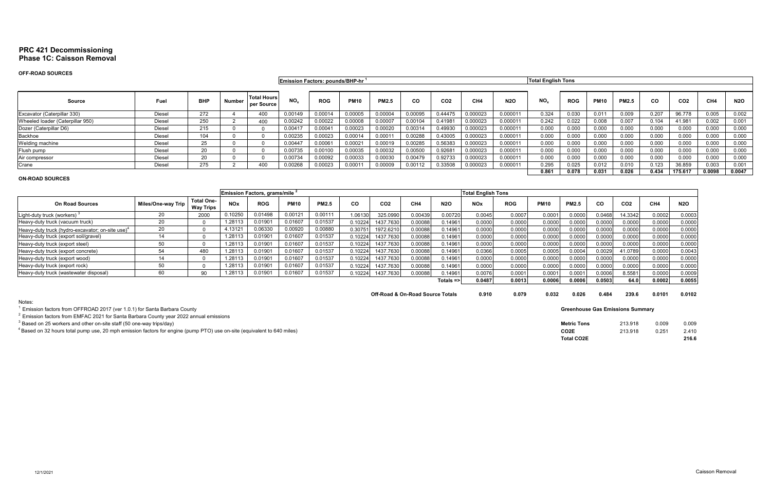# PRC 421 Decommissioning
## Phase 1C: Caisson Removal

### OFF-ROAD SOURCES

| | | | | | Emission Factors: pounds/BHP-hr [1] | | | | | | | | Total English Tons | | | | | | | |
|---|---|---|---|---|---|---|---|---|---|---|---|---|---|---|---|---|---|---|---|---|
| Source | Fuel | BHP | Number | Total Hours per Source | $NO_x$ | ROG | PM10 | PM2.5 | CO | CO2 | CH4 | N2O | $NO_x$ | ROG | PM10 | PM2.5 | CO | CO2 | CH4 | N2O |
| Excavator (Caterpillar 330) | Diesel | 272 | 4 | 400 | 0.00149 | 0.00014 | 0.00005 | 0.00004 | 0.00095 | 0.44475 | 0.000023 | 0.000011 | 0.324 | 0.030 | 0.011 | 0.009 | 0.207 | 96.778 | 0.005 | 0.002 |
| Wheeled loader (Caterpillar 950) | Diesel | 250 | 2 | 400 | 0.00242 | 0.00022 | 0.00008 | 0.00007 | 0.00104 | 0.41981 | 0.000023 | 0.000011 | 0.242 | 0.022 | 0.008 | 0.007 | 0.104 | 41.981 | 0.002 | 0.001 |
| Dozer (Caterpillar D6) | Diesel | 215 | 0 | 0 | 0.00417 | 0.00041 | 0.00023 | 0.00020 | 0.00314 | 0.49930 | 0.000023 | 0.000011 | 0.000 | 0.000 | 0.000 | 0.000 | 0.000 | 0.000 | 0.000 | 0.000 |
| Backhoe | Diesel | 104 | 0 | 0 | 0.00235 | 0.00023 | 0.00014 | 0.00011 | 0.00288 | 0.43005 | 0.000023 | 0.000011 | 0.000 | 0.000 | 0.000 | 0.000 | 0.000 | 0.000 | 0.000 | 0.000 |
| Welding machine | Diesel | 25 | 0 | 0 | 0.00447 | 0.00061 | 0.00021 | 0.00019 | 0.00285 | 0.56383 | 0.000023 | 0.000011 | 0.000 | 0.000 | 0.000 | 0.000 | 0.000 | 0.000 | 0.000 | 0.000 |
| Flush pump | Diesel | 20 | 0 | 0 | 0.00735 | 0.00100 | 0.00035 | 0.00032 | 0.00500 | 0.92681 | 0.000023 | 0.000011 | 0.000 | 0.000 | 0.000 | 0.000 | 0.000 | 0.000 | 0.000 | 0.000 |
| Air compressor | Diesel | 20 | 0 | 0 | 0.00734 | 0.00092 | 0.00033 | 0.00030 | 0.00479 | 0.92733 | 0.000023 | 0.000011 | 0.000 | 0.000 | 0.000 | 0.000 | 0.000 | 0.000 | 0.000 | 0.000 |
| Crane | Diesel | 275 | 2 | 400 | 0.00268 | 0.00023 | 0.00011 | 0.00009 | 0.00112 | 0.33508 | 0.000023 | 0.000011 | 0.295 | 0.025 | 0.012 | 0.010 | 0.123 | 36.859 | 0.003 | 0.001 |
| | | | | | | | | | | | | | 0.861 | 0.078 | 0.031 | 0.026 | 0.434 | 175.617 | 0.0098 | 0.0047 |

### ON-ROAD SOURCES

| | | | Emission Factors, grams/mile [2] | | | | | | | | Total English Tons | | | | | | | |
|---|---|---|---|---|---|---|---|---|---|---|---|---|---|---|---|---|---|---|
| On Road Sources | Miles/One-way Trip | Total One-Way Trips | NOx | ROG | PM10 | PM2.5 | CO | CO2 | CH4 | N2O | NOx | ROG | PM10 | PM2.5 | CO | CO2 | CH4 | N2O |
| Light-duty truck (workers) [3] | 20 | 2000 | 0.10250 | 0.01498 | 0.00121 | 0.00111 | 1.06130 | 325.0990 | 0.00439 | 0.00720 | 0.0045 | 0.0007 | 0.0001 | 0.0000 | 0.0468 | 14.3342 | 0.0002 | 0.0003 |
| Heavy-duty truck (vacuum truck) | 20 | 0 | 1.28113 | 0.01901 | 0.01607 | 0.01537 | 0.10224 | 1437.7630 | 0.00088 | 0.14961 | 0.0000 | 0.0000 | 0.0000 | 0.0000 | 0.0000 | 0.0000 | 0.0000 | 0.0000 |
| Heavy-duty truck (hydro-excavator; on-site use) [4] | 20 | 0 | 4.13121 | 0.06330 | 0.00920 | 0.00880 | 0.30751 | 1972.6210 | 0.00088 | 0.14961 | 0.0000 | 0.0000 | 0.0000 | 0.0000 | 0.0000 | 0.0000 | 0.0000 | 0.0000 |
| Heavy-duty truck (export soil/gravel) | 14 | 0 | 1.28113 | 0.01901 | 0.01607 | 0.01537 | 0.10224 | 1437.7630 | 0.00088 | 0.14961 | 0.0000 | 0.0000 | 0.0000 | 0.0000 | 0.0000 | 0.0000 | 0.0000 | 0.0000 |
| Heavy-duty truck (export steel) | 50 | 0 | 1.28113 | 0.01901 | 0.01607 | 0.01537 | 0.10224 | 1437.7630 | 0.00088 | 0.14961 | 0.0000 | 0.0000 | 0.0000 | 0.0000 | 0.0000 | 0.0000 | 0.0000 | 0.0000 |
| Heavy-duty truck (export concrete) | 54 | 480 | 1.28113 | 0.01901 | 0.01607 | 0.01537 | 0.10224 | 1437.7630 | 0.00088 | 0.14961 | 0.0366 | 0.0005 | 0.0005 | 0.0004 | 0.0029 | 41.0789 | 0.0000 | 0.0043 |
| Heavy-duty truck (export wood) | 14 | 0 | 1.28113 | 0.01901 | 0.01607 | 0.01537 | 0.10224 | 1437.7630 | 0.00088 | 0.14961 | 0.0000 | 0.0000 | 0.0000 | 0.0000 | 0.0000 | 0.0000 | 0.0000 | 0.0000 |
| Heavy-duty truck (export rock) | 50 | 0 | 1.28113 | 0.01901 | 0.01607 | 0.01537 | 0.10224 | 1437.7630 | 0.00088 | 0.14961 | 0.0000 | 0.0000 | 0.0000 | 0.0000 | 0.0000 | 0.0000 | 0.0000 | 0.0000 |
| Heavy-duty truck (wastewater disposal) | 60 | 90 | 1.28113 | 0.01901 | 0.01607 | 0.01537 | 0.10224 | 1437.7630 | 0.00088 | 0.14961 | 0.0076 | 0.0001 | 0.0001 | 0.0001 | 0.0006 | 8.5581 | 0.0000 | 0.0009 |
| | | | | | | | | | | Totals => | 0.0487 | 0.0013 | 0.0006 | 0.0006 | 0.0503 | 64.0 | 0.0002 | 0.0055 |
| | | | | | | | Off-Road & On-Road Source Totals | | | | 0.910 | 0.079 | 0.032 | 0.026 | 0.484 | 239.6 | 0.0101 | 0.0102 |

**Greenhouse Gas Emissions Summary**

| | | | |
|---|---|---|---|
| Metric Tons | 213.918 | 0.009 | 0.009 |
| CO2E | 213.918 | 0.251 | 2.410 |
| Total CO2E | | | 216.6 |

Notes:

[1] Emission factors from OFFROAD 2017 (ver 1.0.1) for Santa Barbara County

[2] Emission factors from EMFAC 2021 for Santa Barbara County year 2022 annual emissions

[3] Based on 25 workers and other on-site staff (50 one-way trips/day)

[4] Based on 32 hours total pump use, 20 mph emission factors for engine (pump PTO) use on-site (equivalent to 640 miles)

12/1/2021

Caisson Removal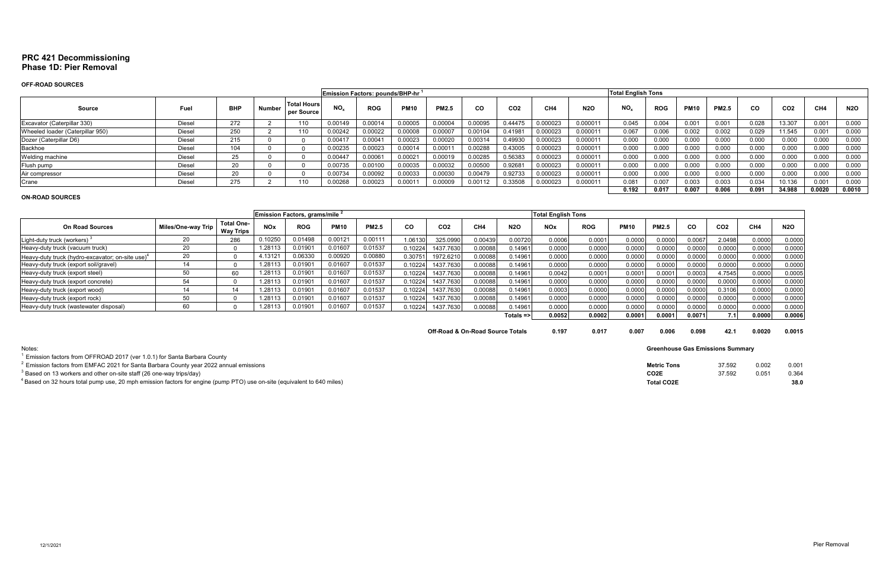# PRC 421 Decommissioning
## Phase 1D: Pier Removal

### OFF-ROAD SOURCES

| Source | Fuel | BHP | Number | Total Hours per Source | Emission Factors: pounds/BHP-hr [1] $NO_x$ | ROG | PM10 | PM2.5 | CO | CO2 | CH4 | N2O | Total English Tons $NO_x$ | ROG | PM10 | PM2.5 | CO | CO2 | CH4 | N2O |
|---|---|---|---|---|---|---|---|---|---|---|---|---|---|---|---|---|---|---|---|---|
| Excavator (Caterpillar 330) | Diesel | 272 | 2 | 110 | 0.00149 | 0.00014 | 0.00005 | 0.00004 | 0.00095 | 0.44475 | 0.000023 | 0.000011 | 0.045 | 0.004 | 0.001 | 0.001 | 0.028 | 13.307 | 0.001 | 0.000 |
| Wheeled loader (Caterpillar 950) | Diesel | 250 | 2 | 110 | 0.00242 | 0.00022 | 0.00008 | 0.00007 | 0.00104 | 0.41981 | 0.000023 | 0.000011 | 0.067 | 0.006 | 0.002 | 0.002 | 0.029 | 11.545 | 0.001 | 0.000 |
| Dozer (Caterpillar D6) | Diesel | 215 | 0 | 0 | 0.00417 | 0.00041 | 0.00023 | 0.00020 | 0.00314 | 0.49930 | 0.000023 | 0.000011 | 0.000 | 0.000 | 0.000 | 0.000 | 0.000 | 0.000 | 0.000 | 0.000 |
| Backhoe | Diesel | 104 | 0 | 0 | 0.00235 | 0.00023 | 0.00014 | 0.00011 | 0.00288 | 0.43005 | 0.000023 | 0.000011 | 0.000 | 0.000 | 0.000 | 0.000 | 0.000 | 0.000 | 0.000 | 0.000 |
| Welding machine | Diesel | 25 | 0 | 0 | 0.00447 | 0.00061 | 0.00021 | 0.00019 | 0.00285 | 0.56383 | 0.000023 | 0.000011 | 0.000 | 0.000 | 0.000 | 0.000 | 0.000 | 0.000 | 0.000 | 0.000 |
| Flush pump | Diesel | 20 | 0 | 0 | 0.00735 | 0.00100 | 0.00035 | 0.00032 | 0.00500 | 0.92681 | 0.000023 | 0.000011 | 0.000 | 0.000 | 0.000 | 0.000 | 0.000 | 0.000 | 0.000 | 0.000 |
| Air compressor | Diesel | 20 | 0 | 0 | 0.00734 | 0.00092 | 0.00033 | 0.00030 | 0.00479 | 0.92733 | 0.000023 | 0.000011 | 0.000 | 0.000 | 0.000 | 0.000 | 0.000 | 0.000 | 0.000 | 0.000 |
| Crane | Diesel | 275 | 2 | 110 | 0.00268 | 0.00023 | 0.00011 | 0.00009 | 0.00112 | 0.33508 | 0.000023 | 0.000011 | 0.081 | 0.007 | 0.003 | 0.003 | 0.034 | 10.136 | 0.001 | 0.000 |
| | | | | | | | | | | | | | 0.192 | 0.017 | 0.007 | 0.006 | 0.091 | 34.988 | 0.0020 | 0.0010 |

### ON-ROAD SOURCES

| On Road Sources | Miles/One-way Trip | Total One-Way Trips | Emission Factors, grams/mile [2] NOx | ROG | PM10 | PM2.5 | CO | CO2 | CH4 | N2O | Total English Tons NOx | ROG | PM10 | PM2.5 | CO | CO2 | CH4 | N2O |
|---|---|---|---|---|---|---|---|---|---|---|---|---|---|---|---|---|---|---|
| Light-duty truck (workers) [3] | 20 | 286 | 0.10250 | 0.01498 | 0.00121 | 0.00111 | 1.06130 | 325.0990 | 0.00439 | 0.00720 | 0.0006 | 0.0001 | 0.0000 | 0.0000 | 0.0067 | 2.0498 | 0.0000 | 0.0000 |
| Heavy-duty truck (vacuum truck) | 20 | 0 | 1.28113 | 0.01901 | 0.01607 | 0.01537 | 0.10224 | 1437.7630 | 0.00088 | 0.14961 | 0.0000 | 0.0000 | 0.0000 | 0.0000 | 0.0000 | 0.0000 | 0.0000 | 0.0000 |
| Heavy-duty truck (hydro-excavator; on-site use)[4] | 20 | 0 | 4.13121 | 0.06330 | 0.00920 | 0.00880 | 0.30751 | 1972.6210 | 0.00088 | 0.14961 | 0.0000 | 0.0000 | 0.0000 | 0.0000 | 0.0000 | 0.0000 | 0.0000 | 0.0000 |
| Heavy-duty truck (export soil/gravel) | 14 | 0 | 1.28113 | 0.01901 | 0.01607 | 0.01537 | 0.10224 | 1437.7630 | 0.00088 | 0.14961 | 0.0000 | 0.0000 | 0.0000 | 0.0000 | 0.0000 | 0.0000 | 0.0000 | 0.0000 |
| Heavy-duty truck (export steel) | 50 | 60 | 1.28113 | 0.01901 | 0.01607 | 0.01537 | 0.10224 | 1437.7630 | 0.00088 | 0.14961 | 0.0042 | 0.0001 | 0.0001 | 0.0001 | 0.0003 | 4.7545 | 0.0000 | 0.0005 |
| Heavy-duty truck (export concrete) | 54 | 0 | 1.28113 | 0.01901 | 0.01607 | 0.01537 | 0.10224 | 1437.7630 | 0.00088 | 0.14961 | 0.0000 | 0.0000 | 0.0000 | 0.0000 | 0.0000 | 0.0000 | 0.0000 | 0.0000 |
| Heavy-duty truck (export wood) | 14 | 14 | 1.28113 | 0.01901 | 0.01607 | 0.01537 | 0.10224 | 1437.7630 | 0.00088 | 0.14961 | 0.0003 | 0.0000 | 0.0000 | 0.0000 | 0.0000 | 0.3106 | 0.0000 | 0.0000 |
| Heavy-duty truck (export rock) | 50 | 0 | 1.28113 | 0.01901 | 0.01607 | 0.01537 | 0.10224 | 1437.7630 | 0.00088 | 0.14961 | 0.0000 | 0.0000 | 0.0000 | 0.0000 | 0.0000 | 0.0000 | 0.0000 | 0.0000 |
| Heavy-duty truck (wastewater disposal) | 60 | 0 | 1.28113 | 0.01901 | 0.01607 | 0.01537 | 0.10224 | 1437.7630 | 0.00088 | 0.14961 | 0.0000 | 0.0000 | 0.0000 | 0.0000 | 0.0000 | 0.0000 | 0.0000 | 0.0000 |
| | | | | | | | | | | Totals => | 0.0052 | 0.0002 | 0.0001 | 0.0001 | 0.0071 | 7.1 | 0.0000 | 0.0006 |

| | NOx | ROG | PM10 | PM2.5 | CO | CO2 | CH4 | N2O |
|---|---|---|---|---|---|---|---|---|
| Off-Road & On-Road Source Totals | 0.197 | 0.017 | 0.007 | 0.006 | 0.098 | 42.1 | 0.0020 | 0.0015 |

**Greenhouse Gas Emissions Summary**

| | CO2 | CH4 | N2O |
|---|---|---|---|
| Metric Tons | 37.592 | 0.002 | 0.001 |
| CO2E | 37.592 | 0.051 | 0.364 |
| Total CO2E | | | 38.0 |

Notes:

[1] Emission factors from OFFROAD 2017 (ver 1.0.1) for Santa Barbara County

[2] Emission factors from EMFAC 2021 for Santa Barbara County year 2022 annual emissions

[3] Based on 13 workers and other on-site staff (26 one-way trips/day)

[4] Based on 32 hours total pump use, 20 mph emission factors for engine (pump PTO) use on-site (equivalent to 640 miles)

12/1/2021 Pier Removal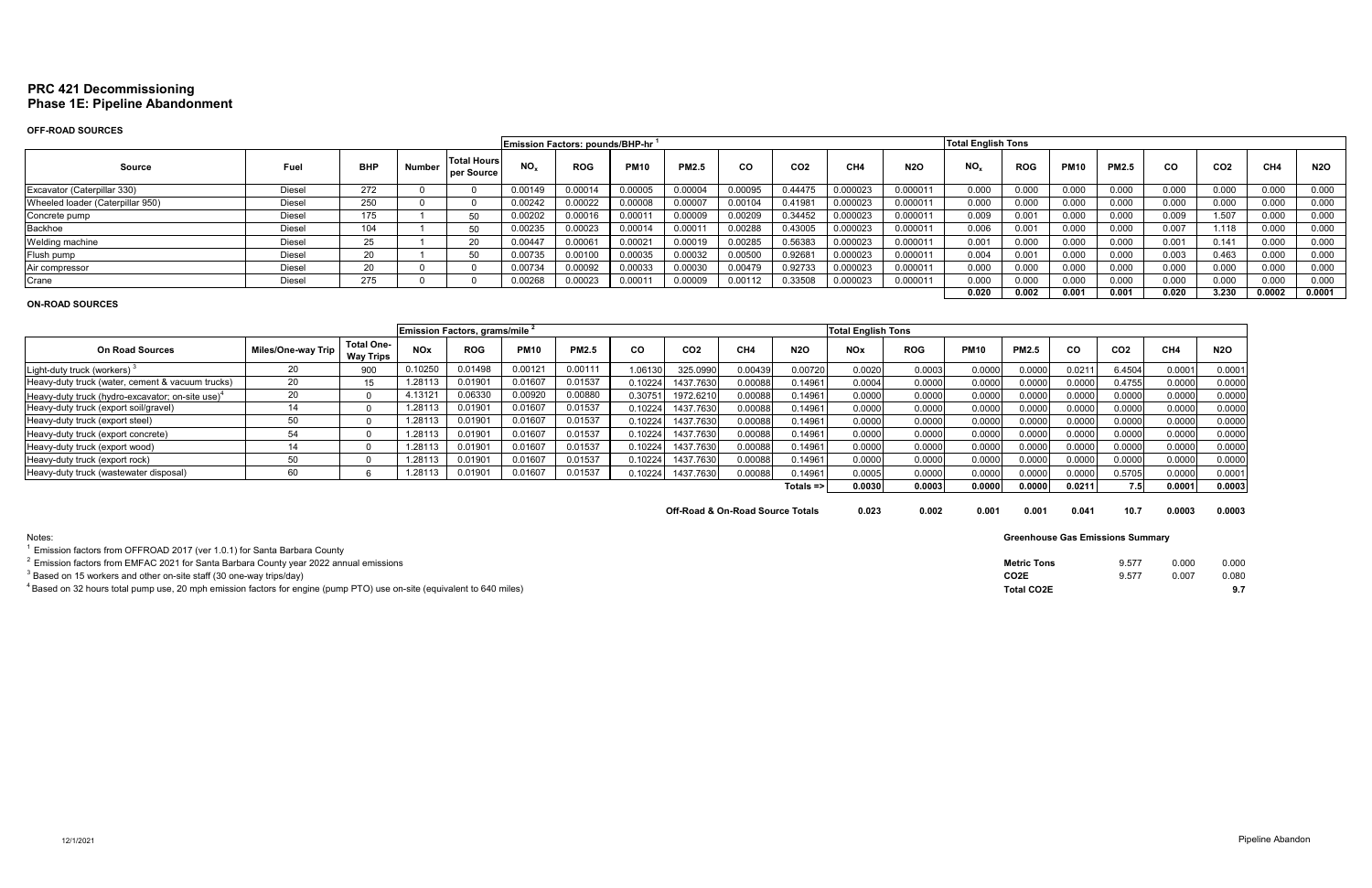# PRC 421 Decommissioning
## Phase 1E: Pipeline Abandonment

### OFF-ROAD SOURCES

| Source | Fuel | BHP | Number | Total Hours per Source | Emission Factors: pounds/BHP-hr [1] | | | | | | | | Total English Tons | | | | | | | |
|---|---|---|---|---|---|---|---|---|---|---|---|---|---|---|---|---|---|---|---|---|
| | | | | | $NO_x$ | ROG | PM10 | PM2.5 | CO | CO2 | CH4 | N2O | $NO_x$ | ROG | PM10 | PM2.5 | CO | CO2 | CH4 | N2O |
| Excavator (Caterpillar 330) | Diesel | 272 | 0 | 0 | 0.00149 | 0.00014 | 0.00005 | 0.00004 | 0.00095 | 0.44475 | 0.000023 | 0.000011 | 0.000 | 0.000 | 0.000 | 0.000 | 0.000 | 0.000 | 0.000 | 0.000 |
| Wheeled loader (Caterpillar 950) | Diesel | 250 | 0 | 0 | 0.00242 | 0.00022 | 0.00008 | 0.00007 | 0.00104 | 0.41981 | 0.000023 | 0.000011 | 0.000 | 0.000 | 0.000 | 0.000 | 0.000 | 0.000 | 0.000 | 0.000 |
| Concrete pump | Diesel | 175 | 1 | 50 | 0.00202 | 0.00016 | 0.00011 | 0.00009 | 0.00209 | 0.34452 | 0.000023 | 0.000011 | 0.009 | 0.001 | 0.000 | 0.000 | 0.009 | 1.507 | 0.000 | 0.000 |
| Backhoe | Diesel | 104 | 1 | 50 | 0.00235 | 0.00023 | 0.00014 | 0.00011 | 0.00288 | 0.43005 | 0.000023 | 0.000011 | 0.006 | 0.001 | 0.000 | 0.000 | 0.007 | 1.118 | 0.000 | 0.000 |
| Welding machine | Diesel | 25 | 1 | 20 | 0.00447 | 0.00061 | 0.00021 | 0.00019 | 0.00285 | 0.56383 | 0.000023 | 0.000011 | 0.001 | 0.000 | 0.000 | 0.000 | 0.001 | 0.141 | 0.000 | 0.000 |
| Flush pump | Diesel | 20 | 1 | 50 | 0.00735 | 0.00100 | 0.00035 | 0.00032 | 0.00500 | 0.92681 | 0.000023 | 0.000011 | 0.004 | 0.001 | 0.000 | 0.000 | 0.003 | 0.463 | 0.000 | 0.000 |
| Air compressor | Diesel | 20 | 0 | 0 | 0.00734 | 0.00092 | 0.00033 | 0.00030 | 0.00479 | 0.92733 | 0.000023 | 0.000011 | 0.000 | 0.000 | 0.000 | 0.000 | 0.000 | 0.000 | 0.000 | 0.000 |
| Crane | Diesel | 275 | 0 | 0 | 0.00268 | 0.00023 | 0.00011 | 0.00009 | 0.00112 | 0.33508 | 0.000023 | 0.000011 | 0.000 | 0.000 | 0.000 | 0.000 | 0.000 | 0.000 | 0.000 | 0.000 |
| | | | | | | | | | | | | | 0.020 | 0.002 | 0.001 | 0.001 | 0.020 | 3.230 | 0.0002 | 0.0001 |

### ON-ROAD SOURCES

| On Road Sources | Miles/One-way Trip | Total One-Way Trips | Emission Factors, grams/mile [2] | | | | | | | | Total English Tons | | | | | | | |
|---|---|---|---|---|---|---|---|---|---|---|---|---|---|---|---|---|---|---|
| | | | NOx | ROG | PM10 | PM2.5 | CO | CO2 | CH4 | N2O | NOx | ROG | PM10 | PM2.5 | CO | CO2 | CH4 | N2O |
| Light-duty truck (workers) [3] | 20 | 900 | 0.10250 | 0.01498 | 0.00121 | 0.00111 | 1.06130 | 325.0990 | 0.00439 | 0.00720 | 0.0020 | 0.0003 | 0.0000 | 0.0000 | 0.0211 | 6.4504 | 0.0001 | 0.0001 |
| Heavy-duty truck (water, cement & vacuum trucks) | 20 | 15 | 1.28113 | 0.01901 | 0.01607 | 0.01537 | 0.10224 | 1437.7630 | 0.00088 | 0.14961 | 0.0004 | 0.0000 | 0.0000 | 0.0000 | 0.0000 | 0.4755 | 0.0000 | 0.0000 |
| Heavy-duty truck (hydro-excavator; on-site use)[4] | 20 | 0 | 4.13121 | 0.06330 | 0.00920 | 0.00880 | 0.30751 | 1972.6210 | 0.00088 | 0.14961 | 0.0000 | 0.0000 | 0.0000 | 0.0000 | 0.0000 | 0.0000 | 0.0000 | 0.0000 |
| Heavy-duty truck (export soil/gravel) | 14 | 0 | 1.28113 | 0.01901 | 0.01607 | 0.01537 | 0.10224 | 1437.7630 | 0.00088 | 0.14961 | 0.0000 | 0.0000 | 0.0000 | 0.0000 | 0.0000 | 0.0000 | 0.0000 | 0.0000 |
| Heavy-duty truck (export steel) | 50 | 0 | 1.28113 | 0.01901 | 0.01607 | 0.01537 | 0.10224 | 1437.7630 | 0.00088 | 0.14961 | 0.0000 | 0.0000 | 0.0000 | 0.0000 | 0.0000 | 0.0000 | 0.0000 | 0.0000 |
| Heavy-duty truck (export concrete) | 54 | 0 | 1.28113 | 0.01901 | 0.01607 | 0.01537 | 0.10224 | 1437.7630 | 0.00088 | 0.14961 | 0.0000 | 0.0000 | 0.0000 | 0.0000 | 0.0000 | 0.0000 | 0.0000 | 0.0000 |
| Heavy-duty truck (export wood) | 14 | 0 | 1.28113 | 0.01901 | 0.01607 | 0.01537 | 0.10224 | 1437.7630 | 0.00088 | 0.14961 | 0.0000 | 0.0000 | 0.0000 | 0.0000 | 0.0000 | 0.0000 | 0.0000 | 0.0000 |
| Heavy-duty truck (export rock) | 50 | 0 | 1.28113 | 0.01901 | 0.01607 | 0.01537 | 0.10224 | 1437.7630 | 0.00088 | 0.14961 | 0.0000 | 0.0000 | 0.0000 | 0.0000 | 0.0000 | 0.0000 | 0.0000 | 0.0000 |
| Heavy-duty truck (wastewater disposal) | 60 | 6 | 1.28113 | 0.01901 | 0.01607 | 0.01537 | 0.10224 | 1437.7630 | 0.00088 | 0.14961 | 0.0005 | 0.0000 | 0.0000 | 0.0000 | 0.0000 | 0.5705 | 0.0000 | 0.0001 |
| | | | | | | | | | | Totals => | 0.0030 | 0.0003 | 0.0000 | 0.0000 | 0.0211 | 7.5 | 0.0001 | 0.0003 |
| | | | | | | | | | | **Off-Road & On-Road Source Totals** | 0.023 | 0.002 | 0.001 | 0.001 | 0.041 | 10.7 | 0.0003 | 0.0003 |

Notes:

[1] Emission factors from OFFROAD 2017 (ver 1.0.1) for Santa Barbara County

[2] Emission factors from EMFAC 2021 for Santa Barbara County year 2022 annual emissions

[3] Based on 15 workers and other on-site staff (30 one-way trips/day)

[4] Based on 32 hours total pump use, 20 mph emission factors for engine (pump PTO) use on-site (equivalent to 640 miles)

**Greenhouse Gas Emissions Summary**

| | | | |
|---|---|---|---|
| Metric Tons | 9.577 | 0.000 | 0.000 |
| CO2E | 9.577 | 0.007 | 0.080 |
| Total CO2E | | | 9.7 |

12/1/2021

Pipeline Abandon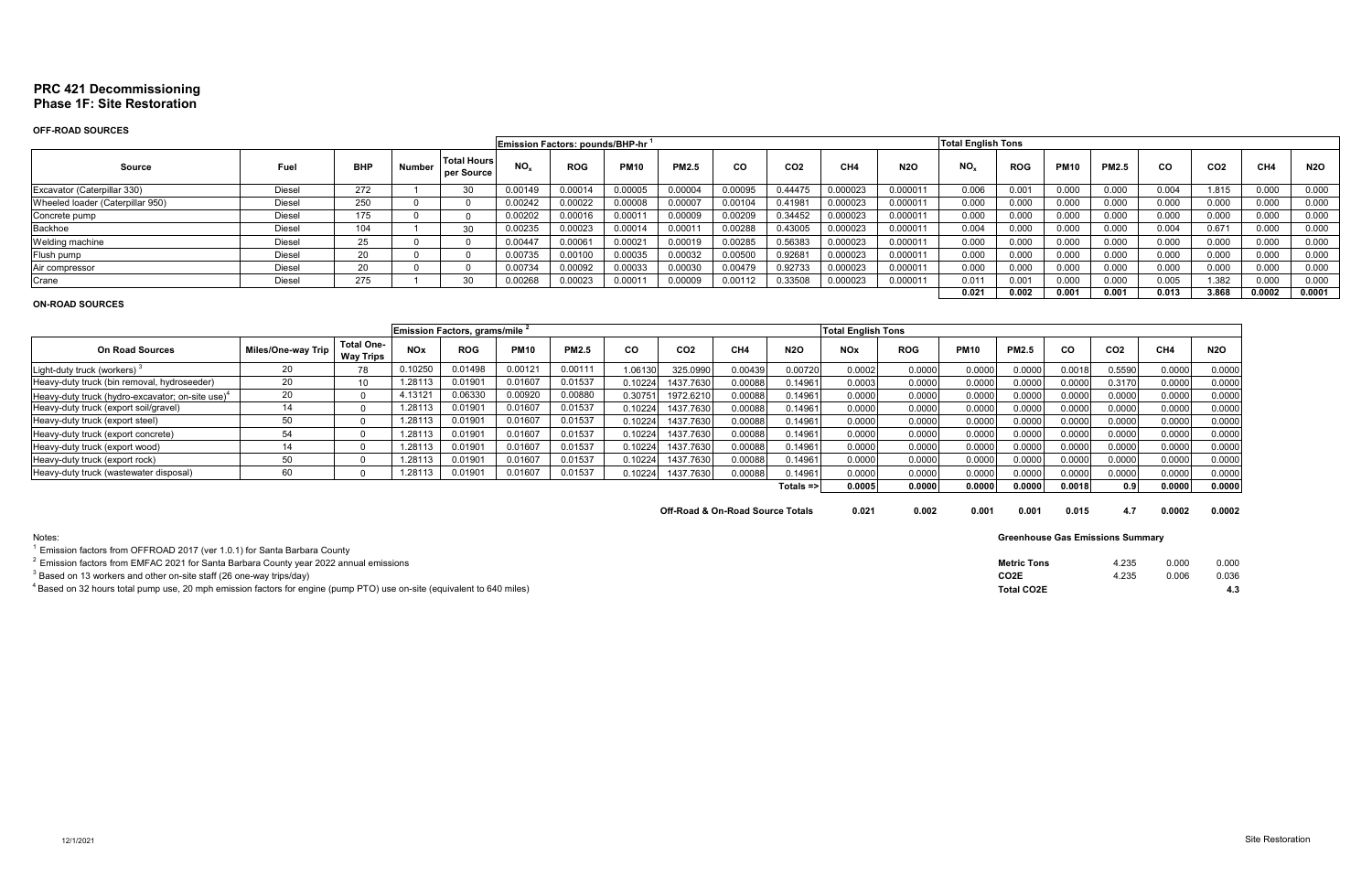# PRC 421 Decommissioning
## Phase 1F: Site Restoration

### OFF-ROAD SOURCES

| Source | Fuel | BHP | Number | Total Hours per Source | Emission Factors: pounds/BHP-hr [1] | | | | | | | | Total English Tons | | | | | | | |
|---|---|---|---|---|---|---|---|---|---|---|---|---|---|---|---|---|---|---|---|---|
| | | | | | $NO_x$ | ROG | PM10 | PM2.5 | CO | CO2 | CH4 | N2O | $NO_x$ | ROG | PM10 | PM2.5 | CO | CO2 | CH4 | N2O |
| Excavator (Caterpillar 330) | Diesel | 272 | 1 | 30 | 0.00149 | 0.00014 | 0.00005 | 0.00004 | 0.00095 | 0.44475 | 0.000023 | 0.000011 | 0.006 | 0.001 | 0.000 | 0.000 | 0.004 | 1.815 | 0.000 | 0.000 |
| Wheeled loader (Caterpillar 950) | Diesel | 250 | 0 | 0 | 0.00242 | 0.00022 | 0.00008 | 0.00007 | 0.00104 | 0.41981 | 0.000023 | 0.000011 | 0.000 | 0.000 | 0.000 | 0.000 | 0.000 | 0.000 | 0.000 | 0.000 |
| Concrete pump | Diesel | 175 | 0 | 0 | 0.00202 | 0.00016 | 0.00011 | 0.00009 | 0.00209 | 0.34452 | 0.000023 | 0.000011 | 0.000 | 0.000 | 0.000 | 0.000 | 0.000 | 0.000 | 0.000 | 0.000 |
| Backhoe | Diesel | 104 | 1 | 30 | 0.00235 | 0.00023 | 0.00014 | 0.00011 | 0.00288 | 0.43005 | 0.000023 | 0.000011 | 0.004 | 0.000 | 0.000 | 0.000 | 0.004 | 0.671 | 0.000 | 0.000 |
| Welding machine | Diesel | 25 | 0 | 0 | 0.00447 | 0.00061 | 0.00021 | 0.00019 | 0.00285 | 0.56383 | 0.000023 | 0.000011 | 0.000 | 0.000 | 0.000 | 0.000 | 0.000 | 0.000 | 0.000 | 0.000 |
| Flush pump | Diesel | 20 | 0 | 0 | 0.00735 | 0.00100 | 0.00035 | 0.00032 | 0.00500 | 0.92681 | 0.000023 | 0.000011 | 0.000 | 0.000 | 0.000 | 0.000 | 0.000 | 0.000 | 0.000 | 0.000 |
| Air compressor | Diesel | 20 | 0 | 0 | 0.00734 | 0.00092 | 0.00033 | 0.00030 | 0.00479 | 0.92733 | 0.000023 | 0.000011 | 0.000 | 0.000 | 0.000 | 0.000 | 0.000 | 0.000 | 0.000 | 0.000 |
| Crane | Diesel | 275 | 1 | 30 | 0.00268 | 0.00023 | 0.00011 | 0.00009 | 0.00112 | 0.33508 | 0.000023 | 0.000011 | 0.011 | 0.001 | 0.000 | 0.000 | 0.005 | 1.382 | 0.000 | 0.000 |
| | | | | | | | | | | | | | **0.021** | **0.002** | **0.001** | **0.001** | **0.013** | **3.868** | **0.0002** | **0.0001** |

### ON-ROAD SOURCES

| On Road Sources | Miles/One-way Trip | Total One-Way Trips | Emission Factors, grams/mile [2] | | | | | | | | Total English Tons | | | | | | | |
|---|---|---|---|---|---|---|---|---|---|---|---|---|---|---|---|---|---|---|
| | | | NOx | ROG | PM10 | PM2.5 | CO | CO2 | CH4 | N2O | NOx | ROG | PM10 | PM2.5 | CO | CO2 | CH4 | N2O |
| Light-duty truck (workers) [3] | 20 | 78 | 0.10250 | 0.01498 | 0.00121 | 0.00111 | 1.06130 | 325.0990 | 0.00439 | 0.00720 | 0.0002 | 0.0000 | 0.0000 | 0.0000 | 0.0018 | 0.5590 | 0.0000 | 0.0000 |
| Heavy-duty truck (bin removal, hydroseeder) | 20 | 10 | 1.28113 | 0.01901 | 0.01607 | 0.01537 | 0.10224 | 1437.7630 | 0.00088 | 0.14961 | 0.0003 | 0.0000 | 0.0000 | 0.0000 | 0.0000 | 0.3170 | 0.0000 | 0.0000 |
| Heavy-duty truck (hydro-excavator; on-site use) [4] | 20 | 0 | 4.13121 | 0.06330 | 0.00920 | 0.00880 | 0.30751 | 1972.6210 | 0.00088 | 0.14961 | 0.0000 | 0.0000 | 0.0000 | 0.0000 | 0.0000 | 0.0000 | 0.0000 | 0.0000 |
| Heavy-duty truck (export soil/gravel) | 14 | 0 | 1.28113 | 0.01901 | 0.01607 | 0.01537 | 0.10224 | 1437.7630 | 0.00088 | 0.14961 | 0.0000 | 0.0000 | 0.0000 | 0.0000 | 0.0000 | 0.0000 | 0.0000 | 0.0000 |
| Heavy-duty truck (export steel) | 50 | 0 | 1.28113 | 0.01901 | 0.01607 | 0.01537 | 0.10224 | 1437.7630 | 0.00088 | 0.14961 | 0.0000 | 0.0000 | 0.0000 | 0.0000 | 0.0000 | 0.0000 | 0.0000 | 0.0000 |
| Heavy-duty truck (export concrete) | 54 | 0 | 1.28113 | 0.01901 | 0.01607 | 0.01537 | 0.10224 | 1437.7630 | 0.00088 | 0.14961 | 0.0000 | 0.0000 | 0.0000 | 0.0000 | 0.0000 | 0.0000 | 0.0000 | 0.0000 |
| Heavy-duty truck (export wood) | 14 | 0 | 1.28113 | 0.01901 | 0.01607 | 0.01537 | 0.10224 | 1437.7630 | 0.00088 | 0.14961 | 0.0000 | 0.0000 | 0.0000 | 0.0000 | 0.0000 | 0.0000 | 0.0000 | 0.0000 |
| Heavy-duty truck (export rock) | 50 | 0 | 1.28113 | 0.01901 | 0.01607 | 0.01537 | 0.10224 | 1437.7630 | 0.00088 | 0.14961 | 0.0000 | 0.0000 | 0.0000 | 0.0000 | 0.0000 | 0.0000 | 0.0000 | 0.0000 |
| Heavy-duty truck (wastewater disposal) | 60 | 0 | 1.28113 | 0.01901 | 0.01607 | 0.01537 | 0.10224 | 1437.7630 | 0.00088 | 0.14961 | 0.0000 | 0.0000 | 0.0000 | 0.0000 | 0.0000 | 0.0000 | 0.0000 | 0.0000 |
| | | | | | | | | | | Totals => | **0.0005** | **0.0000** | **0.0000** | **0.0000** | **0.0018** | **0.9** | **0.0000** | **0.0000** |

| | NOx | ROG | PM10 | PM2.5 | CO | CO2 | CH4 | N2O |
|---|---|---|---|---|---|---|---|---|
| **Off-Road & On-Road Source Totals** | **0.021** | **0.002** | **0.001** | **0.001** | **0.015** | **4.7** | **0.0002** | **0.0002** |

**Greenhouse Gas Emissions Summary**

| | CO2 | CH4 | N2O |
|---|---|---|---|
| **Metric Tons** | 4.235 | 0.000 | 0.000 |
| **CO2E** | 4.235 | 0.006 | 0.036 |
| **Total CO2E** | | | **4.3** |

Notes:

[1] Emission factors from OFFROAD 2017 (ver 1.0.1) for Santa Barbara County

[2] Emission factors from EMFAC 2021 for Santa Barbara County year 2022 annual emissions

[3] Based on 13 workers and other on-site staff (26 one-way trips/day)

[4] Based on 32 hours total pump use, 20 mph emission factors for engine (pump PTO) use on-site (equivalent to 640 miles)

12/1/2021

Site Restoration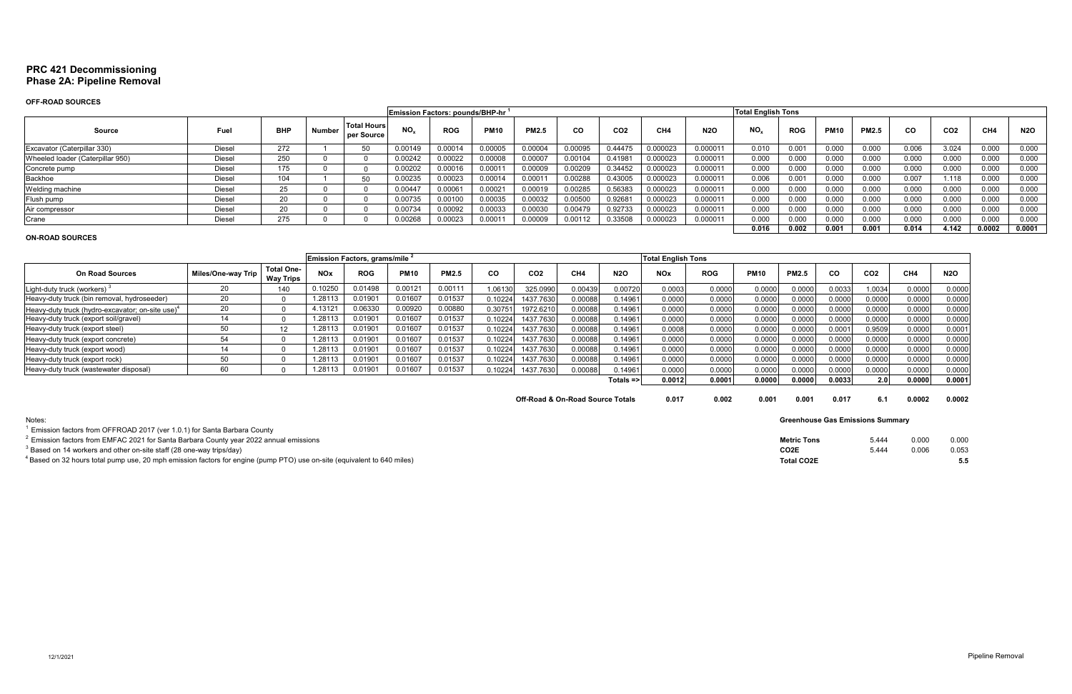# PRC 421 Decommissioning
## Phase 2A: Pipeline Removal

### OFF-ROAD SOURCES

| Source | Fuel | BHP | Number | Total Hours per Source | Emission Factors: pounds/BHP-hr [1] | | | | | | | | Total English Tons | | | | | | | |
|---|---|---|---|---|---|---|---|---|---|---|---|---|---|---|---|---|---|---|---|---|
| | | | | | $NO_x$ | ROG | PM10 | PM2.5 | CO | CO2 | CH4 | N2O | $NO_x$ | ROG | PM10 | PM2.5 | CO | CO2 | CH4 | N2O |
| Excavator (Caterpillar 330) | Diesel | 272 | 1 | 50 | 0.00149 | 0.00014 | 0.00005 | 0.00004 | 0.00095 | 0.44475 | 0.000023 | 0.000011 | 0.010 | 0.001 | 0.000 | 0.000 | 0.006 | 3.024 | 0.000 | 0.000 |
| Wheeled loader (Caterpillar 950) | Diesel | 250 | 0 | 0 | 0.00242 | 0.00022 | 0.00008 | 0.00007 | 0.00104 | 0.41981 | 0.000023 | 0.000011 | 0.000 | 0.000 | 0.000 | 0.000 | 0.000 | 0.000 | 0.000 | 0.000 |
| Concrete pump | Diesel | 175 | 0 | 0 | 0.00202 | 0.00016 | 0.00011 | 0.00009 | 0.00209 | 0.34452 | 0.000023 | 0.000011 | 0.000 | 0.000 | 0.000 | 0.000 | 0.000 | 0.000 | 0.000 | 0.000 |
| Backhoe | Diesel | 104 | 1 | 50 | 0.00235 | 0.00023 | 0.00014 | 0.00011 | 0.00288 | 0.43005 | 0.000023 | 0.000011 | 0.006 | 0.001 | 0.000 | 0.000 | 0.007 | 1.118 | 0.000 | 0.000 |
| Welding machine | Diesel | 25 | 0 | 0 | 0.00447 | 0.00061 | 0.00021 | 0.00019 | 0.00285 | 0.56383 | 0.000023 | 0.000011 | 0.000 | 0.000 | 0.000 | 0.000 | 0.000 | 0.000 | 0.000 | 0.000 |
| Flush pump | Diesel | 20 | 0 | 0 | 0.00735 | 0.00100 | 0.00035 | 0.00032 | 0.00500 | 0.92681 | 0.000023 | 0.000011 | 0.000 | 0.000 | 0.000 | 0.000 | 0.000 | 0.000 | 0.000 | 0.000 |
| Air compressor | Diesel | 20 | 0 | 0 | 0.00734 | 0.00092 | 0.00033 | 0.00030 | 0.00479 | 0.92733 | 0.000023 | 0.000011 | 0.000 | 0.000 | 0.000 | 0.000 | 0.000 | 0.000 | 0.000 | 0.000 |
| Crane | Diesel | 275 | 0 | 0 | 0.00268 | 0.00023 | 0.00011 | 0.00009 | 0.00112 | 0.33508 | 0.000023 | 0.000011 | 0.000 | 0.000 | 0.000 | 0.000 | 0.000 | 0.000 | 0.000 | 0.000 |
| | | | | | | | | | | | | | 0.016 | 0.002 | 0.001 | 0.001 | 0.014 | 4.142 | 0.0002 | 0.0001 |

### ON-ROAD SOURCES

| On Road Sources | Miles/One-way Trip | Total One-Way Trips | Emission Factors, grams/mile [2] | | | | | | | | Total English Tons | | | | | | | |
|---|---|---|---|---|---|---|---|---|---|---|---|---|---|---|---|---|---|---|
| | | | NOx | ROG | PM10 | PM2.5 | CO | CO2 | CH4 | N2O | NOx | ROG | PM10 | PM2.5 | CO | CO2 | CH4 | N2O |
| Light-duty truck (workers) [3] | 20 | 140 | 0.10250 | 0.01498 | 0.00121 | 0.00111 | 1.06130 | 325.0990 | 0.00439 | 0.00720 | 0.0003 | 0.0000 | 0.0000 | 0.0000 | 0.0033 | 1.0034 | 0.0000 | 0.0000 |
| Heavy-duty truck (bin removal, hydroseeder) | 20 | 0 | 1.28113 | 0.01901 | 0.01607 | 0.01537 | 0.10224 | 1437.7630 | 0.00088 | 0.14961 | 0.0000 | 0.0000 | 0.0000 | 0.0000 | 0.0000 | 0.0000 | 0.0000 | 0.0000 |
| Heavy-duty truck (hydro-excavator; on-site use)[4] | 20 | 0 | 4.13121 | 0.06330 | 0.00920 | 0.00880 | 0.30751 | 1972.6210 | 0.00088 | 0.14961 | 0.0000 | 0.0000 | 0.0000 | 0.0000 | 0.0000 | 0.0000 | 0.0000 | 0.0000 |
| Heavy-duty truck (export soil/gravel) | 14 | 0 | 1.28113 | 0.01901 | 0.01607 | 0.01537 | 0.10224 | 1437.7630 | 0.00088 | 0.14961 | 0.0000 | 0.0000 | 0.0000 | 0.0000 | 0.0000 | 0.0000 | 0.0000 | 0.0000 |
| Heavy-duty truck (export steel) | 50 | 12 | 1.28113 | 0.01901 | 0.01607 | 0.01537 | 0.10224 | 1437.7630 | 0.00088 | 0.14961 | 0.0008 | 0.0000 | 0.0000 | 0.0000 | 0.0001 | 0.9509 | 0.0000 | 0.0001 |
| Heavy-duty truck (export concrete) | 54 | 0 | 1.28113 | 0.01901 | 0.01607 | 0.01537 | 0.10224 | 1437.7630 | 0.00088 | 0.14961 | 0.0000 | 0.0000 | 0.0000 | 0.0000 | 0.0000 | 0.0000 | 0.0000 | 0.0000 |
| Heavy-duty truck (export wood) | 14 | 0 | 1.28113 | 0.01901 | 0.01607 | 0.01537 | 0.10224 | 1437.7630 | 0.00088 | 0.14961 | 0.0000 | 0.0000 | 0.0000 | 0.0000 | 0.0000 | 0.0000 | 0.0000 | 0.0000 |
| Heavy-duty truck (export rock) | 50 | 0 | 1.28113 | 0.01901 | 0.01607 | 0.01537 | 0.10224 | 1437.7630 | 0.00088 | 0.14961 | 0.0000 | 0.0000 | 0.0000 | 0.0000 | 0.0000 | 0.0000 | 0.0000 | 0.0000 |
| Heavy-duty truck (wastewater disposal) | 60 | 0 | 1.28113 | 0.01901 | 0.01607 | 0.01537 | 0.10224 | 1437.7630 | 0.00088 | 0.14961 | 0.0000 | 0.0000 | 0.0000 | 0.0000 | 0.0000 | 0.0000 | 0.0000 | 0.0000 |
| | | | | | | | | | | Totals => | 0.0012 | 0.0001 | 0.0000 | 0.0000 | 0.0033 | 2.0 | 0.0000 | 0.0001 |
| | | | | | | | | | | **Off-Road & On-Road Source Totals** | **0.017** | **0.002** | **0.001** | **0.001** | **0.017** | **6.1** | **0.0002** | **0.0002** |

**Greenhouse Gas Emissions Summary**

| | CO2 | CH4 | N2O |
|---|---|---|---|
| **Metric Tons** | 5.444 | 0.000 | 0.000 |
| **CO2E** | 5.444 | 0.006 | 0.053 |
| **Total CO2E** | | | **5.5** |

Notes:

[1] Emission factors from OFFROAD 2017 (ver 1.0.1) for Santa Barbara County

[2] Emission factors from EMFAC 2021 for Santa Barbara County year 2022 annual emissions

[3] Based on 14 workers and other on-site staff (28 one-way trips/day)

[4] Based on 32 hours total pump use, 20 mph emission factors for engine (pump PTO) use on-site (equivalent to 640 miles)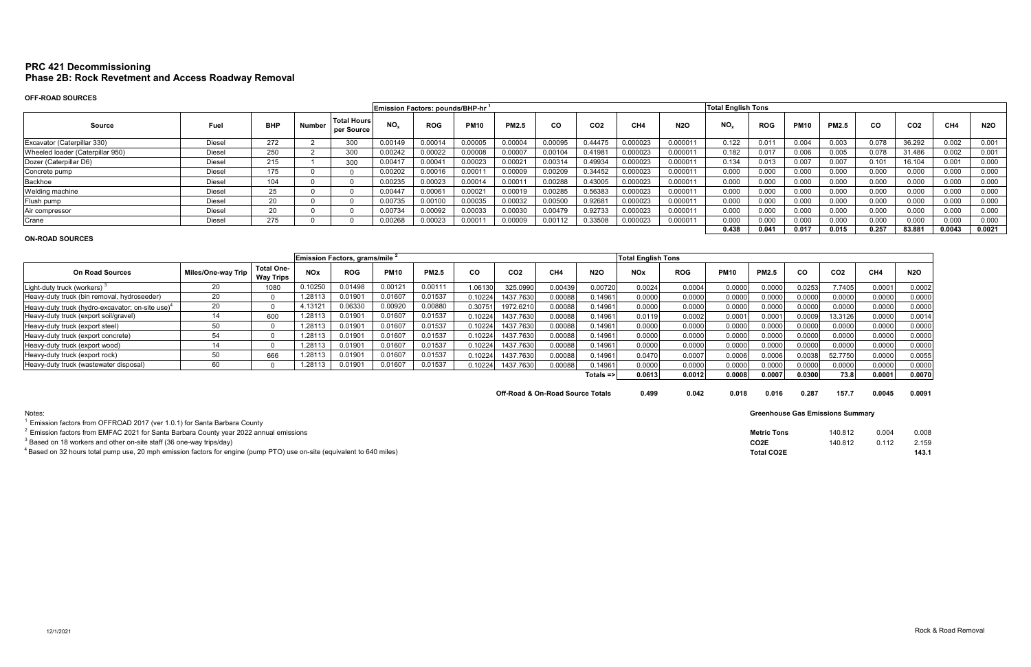# PRC 421 Decommissioning
## Phase 2B: Rock Revetment and Access Roadway Removal

### OFF-ROAD SOURCES

| Source | Fuel | BHP | Number | Total Hours per Source | Emission Factors: pounds/BHP-hr [1] NO$_x$ | ROG | PM10 | PM2.5 | CO | CO2 | CH4 | N2O | Total English Tons NO$_x$ | ROG | PM10 | PM2.5 | CO | CO2 | CH4 | N2O |
|---|---|---|---|---|---|---|---|---|---|---|---|---|---|---|---|---|---|---|---|---|
| Excavator (Caterpillar 330) | Diesel | 272 | 2 | 300 | 0.00149 | 0.00014 | 0.00005 | 0.00004 | 0.00095 | 0.44475 | 0.000023 | 0.000011 | 0.122 | 0.011 | 0.004 | 0.003 | 0.078 | 36.292 | 0.002 | 0.001 |
| Wheeled loader (Caterpillar 950) | Diesel | 250 | 2 | 300 | 0.00242 | 0.00022 | 0.00008 | 0.00007 | 0.00104 | 0.41981 | 0.000023 | 0.000011 | 0.182 | 0.017 | 0.006 | 0.005 | 0.078 | 31.486 | 0.002 | 0.001 |
| Dozer (Caterpillar D6) | Diesel | 215 | 1 | 300 | 0.00417 | 0.00041 | 0.00023 | 0.00021 | 0.00314 | 0.49934 | 0.000023 | 0.000011 | 0.134 | 0.013 | 0.007 | 0.007 | 0.101 | 16.104 | 0.001 | 0.000 |
| Concrete pump | Diesel | 175 | 0 | 0 | 0.00202 | 0.00016 | 0.00011 | 0.00009 | 0.00209 | 0.34452 | 0.000023 | 0.000011 | 0.000 | 0.000 | 0.000 | 0.000 | 0.000 | 0.000 | 0.000 | 0.000 |
| Backhoe | Diesel | 104 | 0 | 0 | 0.00235 | 0.00023 | 0.00014 | 0.00011 | 0.00288 | 0.43005 | 0.000023 | 0.000011 | 0.000 | 0.000 | 0.000 | 0.000 | 0.000 | 0.000 | 0.000 | 0.000 |
| Welding machine | Diesel | 25 | 0 | 0 | 0.00447 | 0.00061 | 0.00021 | 0.00019 | 0.00285 | 0.56383 | 0.000023 | 0.000011 | 0.000 | 0.000 | 0.000 | 0.000 | 0.000 | 0.000 | 0.000 | 0.000 |
| Flush pump | Diesel | 20 | 0 | 0 | 0.00735 | 0.00100 | 0.00035 | 0.00032 | 0.00500 | 0.92681 | 0.000023 | 0.000011 | 0.000 | 0.000 | 0.000 | 0.000 | 0.000 | 0.000 | 0.000 | 0.000 |
| Air compressor | Diesel | 20 | 0 | 0 | 0.00734 | 0.00092 | 0.00033 | 0.00030 | 0.00479 | 0.92733 | 0.000023 | 0.000011 | 0.000 | 0.000 | 0.000 | 0.000 | 0.000 | 0.000 | 0.000 | 0.000 |
| Crane | Diesel | 275 | 0 | 0 | 0.00268 | 0.00023 | 0.00011 | 0.00009 | 0.00112 | 0.33508 | 0.000023 | 0.000011 | 0.000 | 0.000 | 0.000 | 0.000 | 0.000 | 0.000 | 0.000 | 0.000 |
| | | | | | | | | | | | | | 0.438 | 0.041 | 0.017 | 0.015 | 0.257 | 83.881 | 0.0043 | 0.0021 |

### ON-ROAD SOURCES

| On Road Sources | Miles/One-way Trip | Total One-Way Trips | Emission Factors, grams/mile [2] NOx | ROG | PM10 | PM2.5 | CO | CO2 | CH4 | N2O | Total English Tons NOx | ROG | PM10 | PM2.5 | CO | CO2 | CH4 | N2O |
|---|---|---|---|---|---|---|---|---|---|---|---|---|---|---|---|---|---|---|
| Light-duty truck (workers) [3] | 20 | 1080 | 0.10250 | 0.01498 | 0.00121 | 0.00111 | 1.06130 | 325.0990 | 0.00439 | 0.00720 | 0.0024 | 0.0004 | 0.0000 | 0.0000 | 0.0253 | 7.7405 | 0.0001 | 0.0002 |
| Heavy-duty truck (bin removal, hydroseeder) | 20 | 0 | 1.28113 | 0.01901 | 0.01607 | 0.01537 | 0.10224 | 1437.7630 | 0.00088 | 0.14961 | 0.0000 | 0.0000 | 0.0000 | 0.0000 | 0.0000 | 0.0000 | 0.0000 | 0.0000 |
| Heavy-duty truck (hydro-excavator; on-site use)[4] | 20 | 0 | 4.13121 | 0.06330 | 0.00920 | 0.00880 | 0.30751 | 1972.6210 | 0.00088 | 0.14961 | 0.0000 | 0.0000 | 0.0000 | 0.0000 | 0.0000 | 0.0000 | 0.0000 | 0.0000 |
| Heavy-duty truck (export soil/gravel) | 14 | 600 | 1.28113 | 0.01901 | 0.01607 | 0.01537 | 0.10224 | 1437.7630 | 0.00088 | 0.14961 | 0.0119 | 0.0002 | 0.0001 | 0.0001 | 0.0009 | 13.3126 | 0.0000 | 0.0014 |
| Heavy-duty truck (export steel) | 50 | 0 | 1.28113 | 0.01901 | 0.01607 | 0.01537 | 0.10224 | 1437.7630 | 0.00088 | 0.14961 | 0.0000 | 0.0000 | 0.0000 | 0.0000 | 0.0000 | 0.0000 | 0.0000 | 0.0000 |
| Heavy-duty truck (export concrete) | 54 | 0 | 1.28113 | 0.01901 | 0.01607 | 0.01537 | 0.10224 | 1437.7630 | 0.00088 | 0.14961 | 0.0000 | 0.0000 | 0.0000 | 0.0000 | 0.0000 | 0.0000 | 0.0000 | 0.0000 |
| Heavy-duty truck (export wood) | 14 | 0 | 1.28113 | 0.01901 | 0.01607 | 0.01537 | 0.10224 | 1437.7630 | 0.00088 | 0.14961 | 0.0000 | 0.0000 | 0.0000 | 0.0000 | 0.0000 | 0.0000 | 0.0000 | 0.0000 |
| Heavy-duty truck (export rock) | 50 | 666 | 1.28113 | 0.01901 | 0.01607 | 0.01537 | 0.10224 | 1437.7630 | 0.00088 | 0.14961 | 0.0470 | 0.0007 | 0.0006 | 0.0006 | 0.0038 | 52.7750 | 0.0000 | 0.0055 |
| Heavy-duty truck (wastewater disposal) | 60 | 0 | 1.28113 | 0.01901 | 0.01607 | 0.01537 | 0.10224 | 1437.7630 | 0.00088 | 0.14961 | 0.0000 | 0.0000 | 0.0000 | 0.0000 | 0.0000 | 0.0000 | 0.0000 | 0.0000 |
| | | | | | | | | | | Totals => | 0.0613 | 0.0012 | 0.0008 | 0.0007 | 0.0300 | 73.8 | 0.0001 | 0.0070 |
| | | | | | | Off-Road & On-Road Source Totals | | | | | 0.499 | 0.042 | 0.018 | 0.016 | 0.287 | 157.7 | 0.0045 | 0.0091 |

**Greenhouse Gas Emissions Summary**

| | CO2 | CH4 | N2O |
|---|---|---|---|
| Metric Tons | 140.812 | 0.004 | 0.008 |
| CO2E | 140.812 | 0.112 | 2.159 |
| Total CO2E | | | 143.1 |

Notes:

[1] Emission factors from OFFROAD 2017 (ver 1.0.1) for Santa Barbara County

[2] Emission factors from EMFAC 2021 for Santa Barbara County year 2022 annual emissions

[3] Based on 18 workers and other on-site staff (36 one-way trips/day)

[4] Based on 32 hours total pump use, 20 mph emission factors for engine (pump PTO) use on-site (equivalent to 640 miles)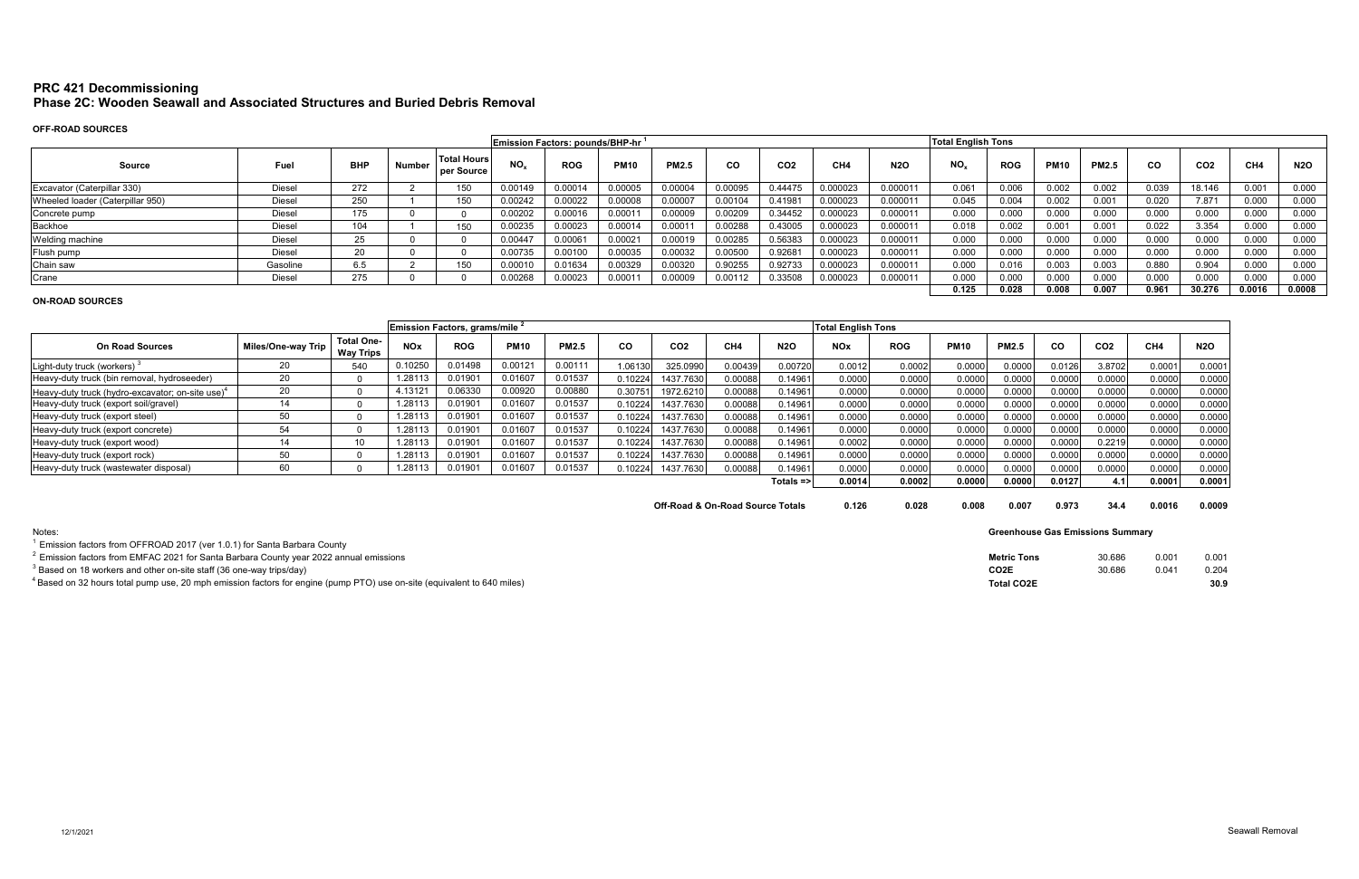# PRC 421 Decommissioning

## Phase 2C: Wooden Seawall and Associated Structures and Buried Debris Removal

### OFF-ROAD SOURCES

| Source | Fuel | BHP | Number | Total Hours per Source | Emission Factors: pounds/BHP-hr [1] | | | | | | | | Total English Tons | | | | | | | |
|---|---|---|---|---|---|---|---|---|---|---|---|---|---|---|---|---|---|---|---|---|
| | | | | | $NO_x$ | ROG | PM10 | PM2.5 | CO | CO2 | CH4 | N2O | $NO_x$ | ROG | PM10 | PM2.5 | CO | CO2 | CH4 | N2O |
| Excavator (Caterpillar 330) | Diesel | 272 | 2 | 150 | 0.00149 | 0.00014 | 0.00005 | 0.00004 | 0.00095 | 0.44475 | 0.000023 | 0.000011 | 0.061 | 0.006 | 0.002 | 0.002 | 0.039 | 18.146 | 0.001 | 0.000 |
| Wheeled loader (Caterpillar 950) | Diesel | 250 | 1 | 150 | 0.00242 | 0.00022 | 0.00008 | 0.00007 | 0.00104 | 0.41981 | 0.000023 | 0.000011 | 0.045 | 0.004 | 0.002 | 0.001 | 0.020 | 7.871 | 0.000 | 0.000 |
| Concrete pump | Diesel | 175 | 0 | 0 | 0.00202 | 0.00016 | 0.00011 | 0.00009 | 0.00209 | 0.34452 | 0.000023 | 0.000011 | 0.000 | 0.000 | 0.000 | 0.000 | 0.000 | 0.000 | 0.000 | 0.000 |
| Backhoe | Diesel | 104 | 1 | 150 | 0.00235 | 0.00023 | 0.00014 | 0.00011 | 0.00288 | 0.43005 | 0.000023 | 0.000011 | 0.018 | 0.002 | 0.001 | 0.001 | 0.022 | 3.354 | 0.000 | 0.000 |
| Welding machine | Diesel | 25 | 0 | 0 | 0.00447 | 0.00061 | 0.00021 | 0.00019 | 0.00285 | 0.56383 | 0.000023 | 0.000011 | 0.000 | 0.000 | 0.000 | 0.000 | 0.000 | 0.000 | 0.000 | 0.000 |
| Flush pump | Diesel | 20 | 0 | 0 | 0.00735 | 0.00100 | 0.00035 | 0.00032 | 0.00500 | 0.92681 | 0.000023 | 0.000011 | 0.000 | 0.000 | 0.000 | 0.000 | 0.000 | 0.000 | 0.000 | 0.000 |
| Chain saw | Gasoline | 6.5 | 2 | 150 | 0.00010 | 0.01634 | 0.00329 | 0.00320 | 0.90255 | 0.92733 | 0.000023 | 0.000011 | 0.000 | 0.016 | 0.003 | 0.003 | 0.880 | 0.904 | 0.000 | 0.000 |
| Crane | Diesel | 275 | 0 | 0 | 0.00268 | 0.00023 | 0.00011 | 0.00009 | 0.00112 | 0.33508 | 0.000023 | 0.000011 | 0.000 | 0.000 | 0.000 | 0.000 | 0.000 | 0.000 | 0.000 | 0.000 |
| | | | | | | | | | | | | | 0.125 | 0.028 | 0.008 | 0.007 | 0.961 | 30.276 | 0.0016 | 0.0008 |

### ON-ROAD SOURCES

| On Road Sources | Miles/One-way Trip | Total One-Way Trips | Emission Factors, grams/mile [2] | | | | | | | | Total English Tons | | | | | | | |
|---|---|---|---|---|---|---|---|---|---|---|---|---|---|---|---|---|---|---|
| | | | NOx | ROG | PM10 | PM2.5 | CO | CO2 | CH4 | N2O | NOx | ROG | PM10 | PM2.5 | CO | CO2 | CH4 | N2O |
| Light-duty truck (workers) [3] | 20 | 540 | 0.10250 | 0.01498 | 0.00121 | 0.00111 | 1.06130 | 325.0990 | 0.00439 | 0.00720 | 0.0012 | 0.0002 | 0.0000 | 0.0000 | 0.0126 | 3.8702 | 0.0001 | 0.0001 |
| Heavy-duty truck (bin removal, hydroseeder) | 20 | 0 | 1.28113 | 0.01901 | 0.01607 | 0.01537 | 0.10224 | 1437.7630 | 0.00088 | 0.14961 | 0.0000 | 0.0000 | 0.0000 | 0.0000 | 0.0000 | 0.0000 | 0.0000 | 0.0000 |
| Heavy-duty truck (hydro-excavator; on-site use)[4] | 20 | 0 | 4.13121 | 0.06330 | 0.00920 | 0.00880 | 0.30751 | 1972.6210 | 0.00088 | 0.14961 | 0.0000 | 0.0000 | 0.0000 | 0.0000 | 0.0000 | 0.0000 | 0.0000 | 0.0000 |
| Heavy-duty truck (export soil/gravel) | 14 | 0 | 1.28113 | 0.01901 | 0.01607 | 0.01537 | 0.10224 | 1437.7630 | 0.00088 | 0.14961 | 0.0000 | 0.0000 | 0.0000 | 0.0000 | 0.0000 | 0.0000 | 0.0000 | 0.0000 |
| Heavy-duty truck (export steel) | 50 | 0 | 1.28113 | 0.01901 | 0.01607 | 0.01537 | 0.10224 | 1437.7630 | 0.00088 | 0.14961 | 0.0000 | 0.0000 | 0.0000 | 0.0000 | 0.0000 | 0.0000 | 0.0000 | 0.0000 |
| Heavy-duty truck (export concrete) | 54 | 0 | 1.28113 | 0.01901 | 0.01607 | 0.01537 | 0.10224 | 1437.7630 | 0.00088 | 0.14961 | 0.0000 | 0.0000 | 0.0000 | 0.0000 | 0.0000 | 0.0000 | 0.0000 | 0.0000 |
| Heavy-duty truck (export wood) | 14 | 10 | 1.28113 | 0.01901 | 0.01607 | 0.01537 | 0.10224 | 1437.7630 | 0.00088 | 0.14961 | 0.0002 | 0.0000 | 0.0000 | 0.0000 | 0.0000 | 0.2219 | 0.0000 | 0.0000 |
| Heavy-duty truck (export rock) | 50 | 0 | 1.28113 | 0.01901 | 0.01607 | 0.01537 | 0.10224 | 1437.7630 | 0.00088 | 0.14961 | 0.0000 | 0.0000 | 0.0000 | 0.0000 | 0.0000 | 0.0000 | 0.0000 | 0.0000 |
| Heavy-duty truck (wastewater disposal) | 60 | 0 | 1.28113 | 0.01901 | 0.01607 | 0.01537 | 0.10224 | 1437.7630 | 0.00088 | 0.14961 | 0.0000 | 0.0000 | 0.0000 | 0.0000 | 0.0000 | 0.0000 | 0.0000 | 0.0000 |
| | | | | | | | | | | Totals => | 0.0014 | 0.0002 | 0.0000 | 0.0000 | 0.0127 | 4.1 | 0.0001 | 0.0001 |
| | | | | | | | | Off-Road & On-Road Source Totals | | | 0.126 | 0.028 | 0.008 | 0.007 | 0.973 | 34.4 | 0.0016 | 0.0009 |

**Greenhouse Gas Emissions Summary**

| | CO2 | CH4 | N2O |
|---|---|---|---|
| Metric Tons | 30.686 | 0.001 | 0.001 |
| CO2E | 30.686 | 0.041 | 0.204 |
| Total CO2E | | | 30.9 |

Notes:

[1] Emission factors from OFFROAD 2017 (ver 1.0.1) for Santa Barbara County

[2] Emission factors from EMFAC 2021 for Santa Barbara County year 2022 annual emissions

[3] Based on 18 workers and other on-site staff (36 one-way trips/day)

[4] Based on 32 hours total pump use, 20 mph emission factors for engine (pump PTO) use on-site (equivalent to 640 miles)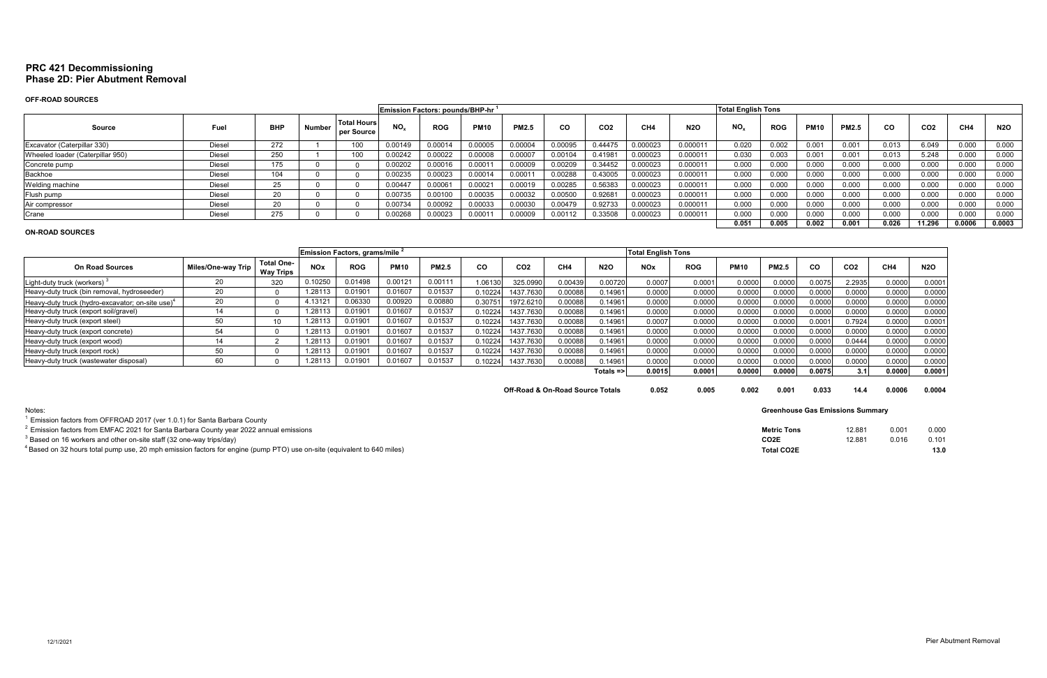# PRC 421 Decommissioning
## Phase 2D: Pier Abutment Removal

### OFF-ROAD SOURCES

| Source | Fuel | BHP | Number | Total Hours per Source | Emission Factors: pounds/BHP-hr [1] | | | | | | | | Total English Tons | | | | | | | |
|---|---|---|---|---|---|---|---|---|---|---|---|---|---|---|---|---|---|---|---|---|
| | | | | | $NO_x$ | ROG | PM10 | PM2.5 | CO | CO2 | CH4 | N2O | $NO_x$ | ROG | PM10 | PM2.5 | CO | CO2 | CH4 | N2O |
| Excavator (Caterpillar 330) | Diesel | 272 | 1 | 100 | 0.00149 | 0.00014 | 0.00005 | 0.00004 | 0.00095 | 0.44475 | 0.000023 | 0.000011 | 0.020 | 0.002 | 0.001 | 0.001 | 0.013 | 6.049 | 0.000 | 0.000 |
| Wheeled loader (Caterpillar 950) | Diesel | 250 | 1 | 100 | 0.00242 | 0.00022 | 0.00008 | 0.00007 | 0.00104 | 0.41981 | 0.000023 | 0.000011 | 0.030 | 0.003 | 0.001 | 0.001 | 0.013 | 5.248 | 0.000 | 0.000 |
| Concrete pump | Diesel | 175 | 0 | 0 | 0.00202 | 0.00016 | 0.00011 | 0.00009 | 0.00209 | 0.34452 | 0.000023 | 0.000011 | 0.000 | 0.000 | 0.000 | 0.000 | 0.000 | 0.000 | 0.000 | 0.000 |
| Backhoe | Diesel | 104 | 0 | 0 | 0.00235 | 0.00023 | 0.00014 | 0.00011 | 0.00288 | 0.43005 | 0.000023 | 0.000011 | 0.000 | 0.000 | 0.000 | 0.000 | 0.000 | 0.000 | 0.000 | 0.000 |
| Welding machine | Diesel | 25 | 0 | 0 | 0.00447 | 0.00061 | 0.00021 | 0.00019 | 0.00285 | 0.56383 | 0.000023 | 0.000011 | 0.000 | 0.000 | 0.000 | 0.000 | 0.000 | 0.000 | 0.000 | 0.000 |
| Flush pump | Diesel | 20 | 0 | 0 | 0.00735 | 0.00100 | 0.00035 | 0.00032 | 0.00500 | 0.92681 | 0.000023 | 0.000011 | 0.000 | 0.000 | 0.000 | 0.000 | 0.000 | 0.000 | 0.000 | 0.000 |
| Air compressor | Diesel | 20 | 0 | 0 | 0.00734 | 0.00092 | 0.00033 | 0.00030 | 0.00479 | 0.92733 | 0.000023 | 0.000011 | 0.000 | 0.000 | 0.000 | 0.000 | 0.000 | 0.000 | 0.000 | 0.000 |
| Crane | Diesel | 275 | 0 | 0 | 0.00268 | 0.00023 | 0.00011 | 0.00009 | 0.00112 | 0.33508 | 0.000023 | 0.000011 | 0.000 | 0.000 | 0.000 | 0.000 | 0.000 | 0.000 | 0.000 | 0.000 |
| | | | | | | | | | | | | | 0.051 | 0.005 | 0.002 | 0.001 | 0.026 | 11.296 | 0.0006 | 0.0003 |

### ON-ROAD SOURCES

| On Road Sources | Miles/One-way Trip | Total One-Way Trips | Emission Factors, grams/mile [2] | | | | | | | | Total English Tons | | | | | | | |
|---|---|---|---|---|---|---|---|---|---|---|---|---|---|---|---|---|---|---|
| | | | NOx | ROG | PM10 | PM2.5 | CO | CO2 | CH4 | N2O | NOx | ROG | PM10 | PM2.5 | CO | CO2 | CH4 | N2O |
| Light-duty truck (workers) [3] | 20 | 320 | 0.10250 | 0.01498 | 0.00121 | 0.00111 | 1.06130 | 325.0990 | 0.00439 | 0.00720 | 0.0007 | 0.0001 | 0.0000 | 0.0000 | 0.0075 | 2.2935 | 0.0000 | 0.0001 |
| Heavy-duty truck (bin removal, hydroseeder) | 20 | 0 | 1.28113 | 0.01901 | 0.01607 | 0.01537 | 0.10224 | 1437.7630 | 0.00088 | 0.14961 | 0.0000 | 0.0000 | 0.0000 | 0.0000 | 0.0000 | 0.0000 | 0.0000 | 0.0000 |
| Heavy-duty truck (hydro-excavator; on-site use)[4] | 20 | 0 | 4.13121 | 0.06330 | 0.00920 | 0.00880 | 0.30751 | 1972.6210 | 0.00088 | 0.14961 | 0.0000 | 0.0000 | 0.0000 | 0.0000 | 0.0000 | 0.0000 | 0.0000 | 0.0000 |
| Heavy-duty truck (export soil/gravel) | 14 | 0 | 1.28113 | 0.01901 | 0.01607 | 0.01537 | 0.10224 | 1437.7630 | 0.00088 | 0.14961 | 0.0000 | 0.0000 | 0.0000 | 0.0000 | 0.0000 | 0.0000 | 0.0000 | 0.0000 |
| Heavy-duty truck (export steel) | 50 | 10 | 1.28113 | 0.01901 | 0.01607 | 0.01537 | 0.10224 | 1437.7630 | 0.00088 | 0.14961 | 0.0007 | 0.0000 | 0.0000 | 0.0000 | 0.0001 | 0.7924 | 0.0000 | 0.0001 |
| Heavy-duty truck (export concrete) | 54 | 0 | 1.28113 | 0.01901 | 0.01607 | 0.01537 | 0.10224 | 1437.7630 | 0.00088 | 0.14961 | 0.0000 | 0.0000 | 0.0000 | 0.0000 | 0.0000 | 0.0000 | 0.0000 | 0.0000 |
| Heavy-duty truck (export wood) | 14 | 2 | 1.28113 | 0.01901 | 0.01607 | 0.01537 | 0.10224 | 1437.7630 | 0.00088 | 0.14961 | 0.0000 | 0.0000 | 0.0000 | 0.0000 | 0.0000 | 0.0444 | 0.0000 | 0.0000 |
| Heavy-duty truck (export rock) | 50 | 0 | 1.28113 | 0.01901 | 0.01607 | 0.01537 | 0.10224 | 1437.7630 | 0.00088 | 0.14961 | 0.0000 | 0.0000 | 0.0000 | 0.0000 | 0.0000 | 0.0000 | 0.0000 | 0.0000 |
| Heavy-duty truck (wastewater disposal) | 60 | 0 | 1.28113 | 0.01901 | 0.01607 | 0.01537 | 0.10224 | 1437.7630 | 0.00088 | 0.14961 | 0.0000 | 0.0000 | 0.0000 | 0.0000 | 0.0000 | 0.0000 | 0.0000 | 0.0000 |
| | | | | | | | | | | Totals => | 0.0015 | 0.0001 | 0.0000 | 0.0000 | 0.0075 | 3.1 | 0.0000 | 0.0001 |
| | | | | | | | | | | Off-Road & On-Road Source Totals | 0.052 | 0.005 | 0.002 | 0.001 | 0.033 | 14.4 | 0.0006 | 0.0004 |

**Greenhouse Gas Emissions Summary**

| | CO2 | CH4 | N2O |
|---|---|---|---|
| Metric Tons | 12.881 | 0.001 | 0.000 |
| CO2E | 12.881 | 0.016 | 0.101 |
| Total CO2E | | | 13.0 |

Notes:

[1] Emission factors from OFFROAD 2017 (ver 1.0.1) for Santa Barbara County

[2] Emission factors from EMFAC 2021 for Santa Barbara County year 2022 annual emissions

[3] Based on 16 workers and other on-site staff (32 one-way trips/day)

[4] Based on 32 hours total pump use, 20 mph emission factors for engine (pump PTO) use on-site (equivalent to 640 miles)

12/1/2021

Pier Abutment Removal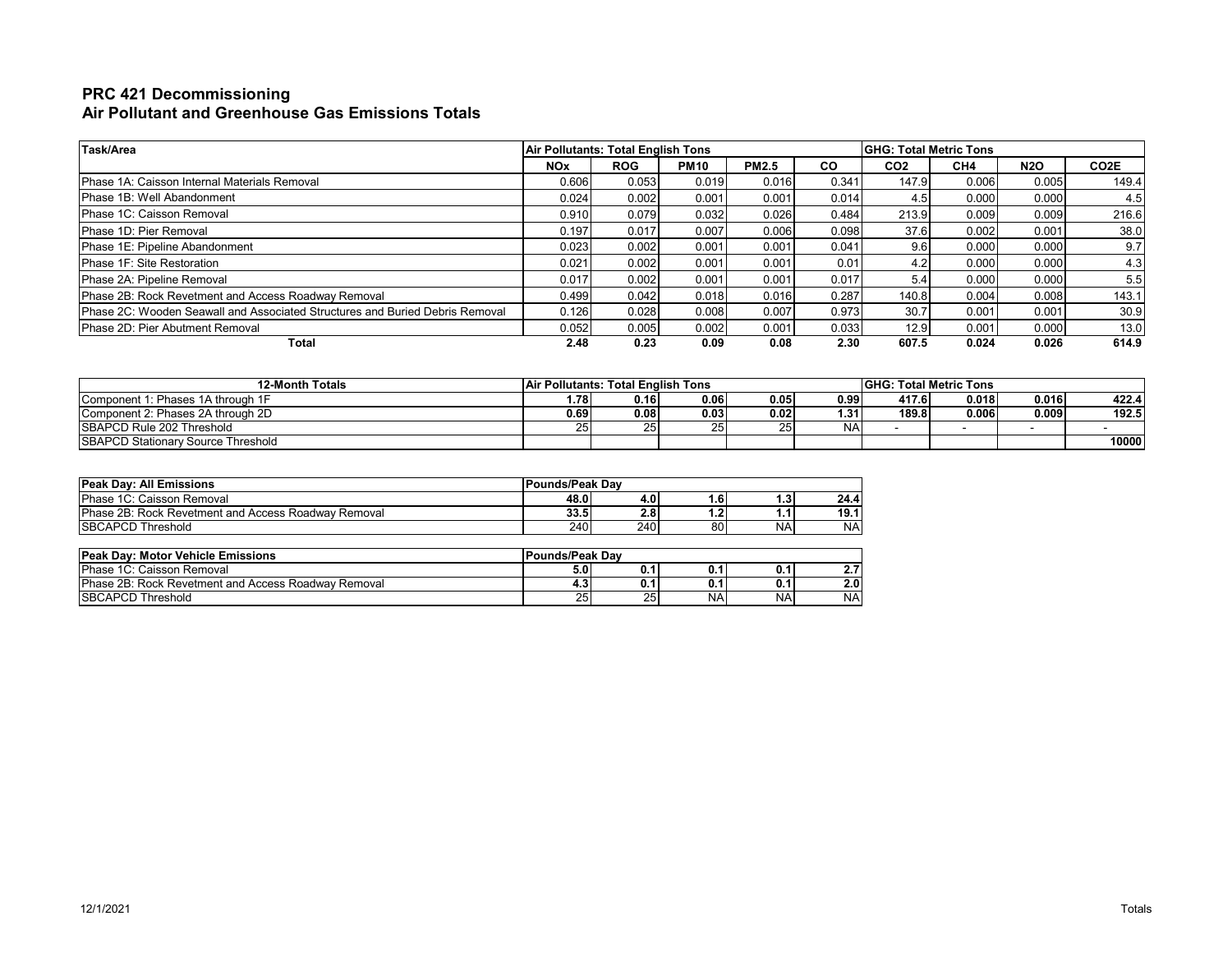## PRC 421 Decommissioning
## Air Pollutant and Greenhouse Gas Emissions Totals

| Task/Area | Air Pollutants: Total English Tons | | | | | GHG: Total Metric Tons | | | |
|---|---|---|---|---|---|---|---|---|---|
| | NOx | ROG | PM10 | PM2.5 | CO | CO2 | CH4 | N2O | CO2E |
| Phase 1A: Caisson Internal Materials Removal | 0.606 | 0.053 | 0.019 | 0.016 | 0.341 | 147.9 | 0.006 | 0.005 | 149.4 |
| Phase 1B: Well Abandonment | 0.024 | 0.002 | 0.001 | 0.001 | 0.014 | 4.5 | 0.000 | 0.000 | 4.5 |
| Phase 1C: Caisson Removal | 0.910 | 0.079 | 0.032 | 0.026 | 0.484 | 213.9 | 0.009 | 0.009 | 216.6 |
| Phase 1D: Pier Removal | 0.197 | 0.017 | 0.007 | 0.006 | 0.098 | 37.6 | 0.002 | 0.001 | 38.0 |
| Phase 1E: Pipeline Abandonment | 0.023 | 0.002 | 0.001 | 0.001 | 0.041 | 9.6 | 0.000 | 0.000 | 9.7 |
| Phase 1F: Site Restoration | 0.021 | 0.002 | 0.001 | 0.001 | 0.01 | 4.2 | 0.000 | 0.000 | 4.3 |
| Phase 2A: Pipeline Removal | 0.017 | 0.002 | 0.001 | 0.001 | 0.017 | 5.4 | 0.000 | 0.000 | 5.5 |
| Phase 2B: Rock Revetment and Access Roadway Removal | 0.499 | 0.042 | 0.018 | 0.016 | 0.287 | 140.8 | 0.004 | 0.008 | 143.1 |
| Phase 2C: Wooden Seawall and Associated Structures and Buried Debris Removal | 0.126 | 0.028 | 0.008 | 0.007 | 0.973 | 30.7 | 0.001 | 0.001 | 30.9 |
| Phase 2D: Pier Abutment Removal | 0.052 | 0.005 | 0.002 | 0.001 | 0.033 | 12.9 | 0.001 | 0.000 | 13.0 |
| **Total** | **2.48** | **0.23** | **0.09** | **0.08** | **2.30** | **607.5** | **0.024** | **0.026** | **614.9** |

| 12-Month Totals | Air Pollutants: Total English Tons | | | | | GHG: Total Metric Tons | | | |
|---|---|---|---|---|---|---|---|---|---|
| Component 1: Phases 1A through 1F | **1.78** | **0.16** | **0.06** | **0.05** | **0.99** | **417.6** | **0.018** | **0.016** | **422.4** |
| Component 2: Phases 2A through 2D | **0.69** | **0.08** | **0.03** | **0.02** | **1.31** | **189.8** | **0.006** | **0.009** | **192.5** |
| SBAPCD Rule 202 Threshold | 25 | 25 | 25 | 25 | NA | - | - | - | - |
| SBAPCD Stationary Source Threshold | | | | | | | | | **10000** |

| Peak Day: All Emissions | Pounds/Peak Day | | | | |
|---|---|---|---|---|---|
| Phase 1C: Caisson Removal | **48.0** | **4.0** | **1.6** | **1.3** | **24.4** |
| Phase 2B: Rock Revetment and Access Roadway Removal | **33.5** | **2.8** | **1.2** | **1.1** | **19.1** |
| SBCAPCD Threshold | 240 | 240 | 80 | NA | NA |

| Peak Day: Motor Vehicle Emissions | Pounds/Peak Day | | | | |
|---|---|---|---|---|---|
| Phase 1C: Caisson Removal | **5.0** | **0.1** | **0.1** | **0.1** | **2.7** |
| Phase 2B: Rock Revetment and Access Roadway Removal | **4.3** | **0.1** | **0.1** | **0.1** | **2.0** |
| SBCAPCD Threshold | 25 | 25 | NA | NA | NA |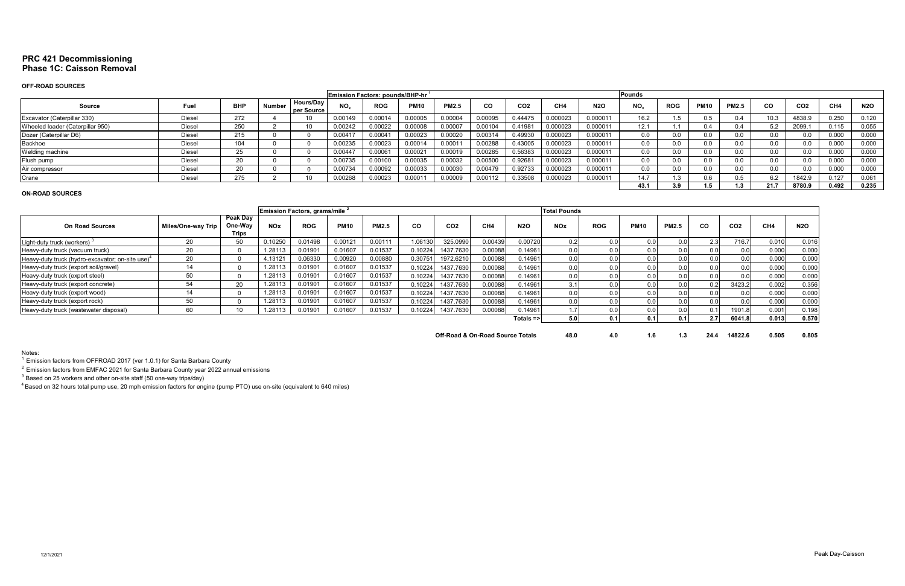# PRC 421 Decommissioning
## Phase 1C: Caisson Removal

### OFF-ROAD SOURCES

| Source | Fuel | BHP | Number | Hours/Day per Source | Emission Factors: pounds/BHP-hr [1] | | | | | | | | Pounds | | | | | | | |
|---|---|---|---|---|---|---|---|---|---|---|---|---|---|---|---|---|---|---|---|---|
| | | | | | $NO_x$ | ROG | PM10 | PM2.5 | CO | CO2 | CH4 | N2O | $NO_x$ | ROG | PM10 | PM2.5 | CO | CO2 | CH4 | N2O |
| Excavator (Caterpillar 330) | Diesel | 272 | 4 | 10 | 0.00149 | 0.00014 | 0.00005 | 0.00004 | 0.00095 | 0.44475 | 0.000023 | 0.000011 | 16.2 | 1.5 | 0.5 | 0.4 | 10.3 | 4838.9 | 0.250 | 0.120 |
| Wheeled loader (Caterpillar 950) | Diesel | 250 | 2 | 10 | 0.00242 | 0.00022 | 0.00008 | 0.00007 | 0.00104 | 0.41981 | 0.000023 | 0.000011 | 12.1 | 1.1 | 0.4 | 0.4 | 5.2 | 2099.1 | 0.115 | 0.055 |
| Dozer (Caterpillar D6) | Diesel | 215 | 0 | 0 | 0.00417 | 0.00041 | 0.00023 | 0.00020 | 0.00314 | 0.49930 | 0.000023 | 0.000011 | 0.0 | 0.0 | 0.0 | 0.0 | 0.0 | 0.0 | 0.000 | 0.000 |
| Backhoe | Diesel | 104 | 0 | 0 | 0.00235 | 0.00023 | 0.00014 | 0.00011 | 0.00288 | 0.43005 | 0.000023 | 0.000011 | 0.0 | 0.0 | 0.0 | 0.0 | 0.0 | 0.0 | 0.000 | 0.000 |
| Welding machine | Diesel | 25 | 0 | 0 | 0.00447 | 0.00061 | 0.00021 | 0.00019 | 0.00285 | 0.56383 | 0.000023 | 0.000011 | 0.0 | 0.0 | 0.0 | 0.0 | 0.0 | 0.0 | 0.000 | 0.000 |
| Flush pump | Diesel | 20 | 0 | 0 | 0.00735 | 0.00100 | 0.00035 | 0.00032 | 0.00500 | 0.92681 | 0.000023 | 0.000011 | 0.0 | 0.0 | 0.0 | 0.0 | 0.0 | 0.0 | 0.000 | 0.000 |
| Air compressor | Diesel | 20 | 0 | 0 | 0.00734 | 0.00092 | 0.00033 | 0.00030 | 0.00479 | 0.92733 | 0.000023 | 0.000011 | 0.0 | 0.0 | 0.0 | 0.0 | 0.0 | 0.0 | 0.000 | 0.000 |
| Crane | Diesel | 275 | 2 | 10 | 0.00268 | 0.00023 | 0.00011 | 0.00009 | 0.00112 | 0.33508 | 0.000023 | 0.000011 | 14.7 | 1.3 | 0.6 | 0.5 | 6.2 | 1842.9 | 0.127 | 0.061 |
| | | | | | | | | | | | | | 43.1 | 3.9 | 1.5 | 1.3 | 21.7 | 8780.9 | 0.492 | 0.235 |

### ON-ROAD SOURCES

| On Road Sources | Miles/One-way Trip | Peak Day One-Way Trips | Emission Factors, grams/mile [2] | | | | | | | | Total Pounds | | | | | | | |
|---|---|---|---|---|---|---|---|---|---|---|---|---|---|---|---|---|---|---|
| | | | NOx | ROG | PM10 | PM2.5 | CO | CO2 | CH4 | N2O | NOx | ROG | PM10 | PM2.5 | CO | CO2 | CH4 | N2O |
| Light-duty truck (workers) [3] | 20 | 50 | 0.10250 | 0.01498 | 0.00121 | 0.00111 | 1.06130 | 325.0990 | 0.00439 | 0.00720 | 0.2 | 0.0 | 0.0 | 0.0 | 2.3 | 716.7 | 0.010 | 0.016 |
| Heavy-duty truck (vacuum truck) | 20 | 0 | 1.28113 | 0.01901 | 0.01607 | 0.01537 | 0.10224 | 1437.7630 | 0.00088 | 0.14961 | 0.0 | 0.0 | 0.0 | 0.0 | 0.0 | 0.0 | 0.000 | 0.000 |
| Heavy-duty truck (hydro-excavator; on-site use) [4] | 20 | 0 | 4.13121 | 0.06330 | 0.00920 | 0.00880 | 0.30751 | 1972.6210 | 0.00088 | 0.14961 | 0.0 | 0.0 | 0.0 | 0.0 | 0.0 | 0.0 | 0.000 | 0.000 |
| Heavy-duty truck (export soil/gravel) | 14 | 0 | 1.28113 | 0.01901 | 0.01607 | 0.01537 | 0.10224 | 1437.7630 | 0.00088 | 0.14961 | 0.0 | 0.0 | 0.0 | 0.0 | 0.0 | 0.0 | 0.000 | 0.000 |
| Heavy-duty truck (export steel) | 50 | 0 | 1.28113 | 0.01901 | 0.01607 | 0.01537 | 0.10224 | 1437.7630 | 0.00088 | 0.14961 | 0.0 | 0.0 | 0.0 | 0.0 | 0.0 | 0.0 | 0.000 | 0.000 |
| Heavy-duty truck (export concrete) | 54 | 20 | 1.28113 | 0.01901 | 0.01607 | 0.01537 | 0.10224 | 1437.7630 | 0.00088 | 0.14961 | 3.1 | 0.0 | 0.0 | 0.0 | 0.2 | 3423.2 | 0.002 | 0.356 |
| Heavy-duty truck (export wood) | 14 | 0 | 1.28113 | 0.01901 | 0.01607 | 0.01537 | 0.10224 | 1437.7630 | 0.00088 | 0.14961 | 0.0 | 0.0 | 0.0 | 0.0 | 0.0 | 0.0 | 0.000 | 0.000 |
| Heavy-duty truck (export rock) | 50 | 0 | 1.28113 | 0.01901 | 0.01607 | 0.01537 | 0.10224 | 1437.7630 | 0.00088 | 0.14961 | 0.0 | 0.0 | 0.0 | 0.0 | 0.0 | 0.0 | 0.000 | 0.000 |
| Heavy-duty truck (wastewater disposal) | 60 | 10 | 1.28113 | 0.01901 | 0.01607 | 0.01537 | 0.10224 | 1437.7630 | 0.00088 | 0.14961 | 1.7 | 0.0 | 0.0 | 0.0 | 0.1 | 1901.8 | 0.001 | 0.198 |
| | | | | | | | | | | Totals => | 5.0 | 0.1 | 0.1 | 0.1 | 2.7 | 6041.8 | 0.013 | 0.570 |
| | | | | | | | | | | **Off-Road & On-Road Source Totals** | **48.0** | **4.0** | **1.6** | **1.3** | **24.4** | **14822.6** | **0.505** | **0.805** |

Notes:

[1] Emission factors from OFFROAD 2017 (ver 1.0.1) for Santa Barbara County

[2] Emission factors from EMFAC 2021 for Santa Barbara County year 2022 annual emissions

[3] Based on 25 workers and other on-site staff (50 one-way trips/day)

[4] Based on 32 hours total pump use, 20 mph emission factors for engine (pump PTO) use on-site (equivalent to 640 miles)

12/1/2021

Peak Day-Caisson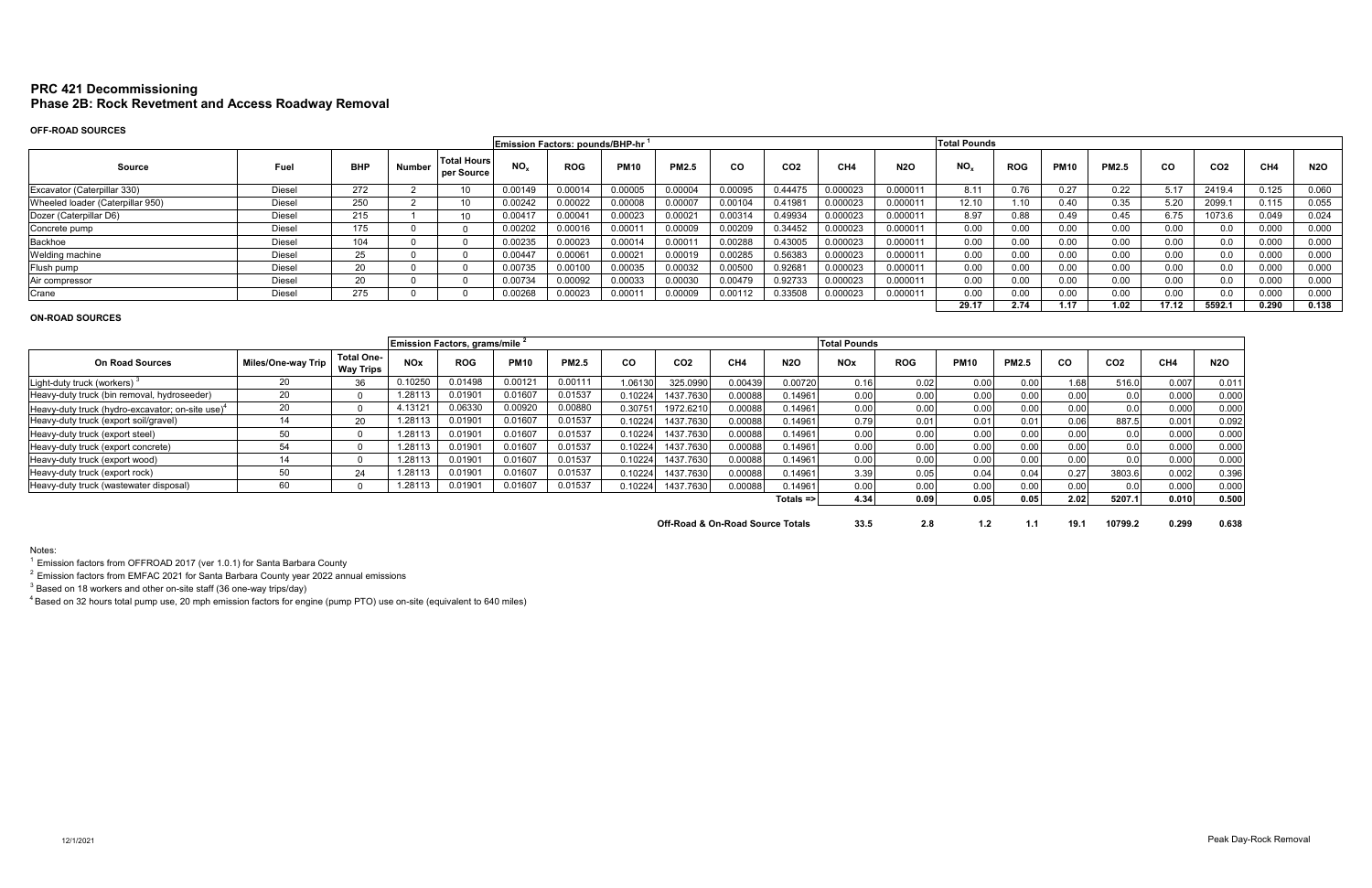# PRC 421 Decommissioning
## Phase 2B: Rock Revetment and Access Roadway Removal

### OFF-ROAD SOURCES

| Source | Fuel | BHP | Number | Total Hours per Source | Emission Factors: pounds/BHP-hr [1] $NO_x$ | ROG | PM10 | PM2.5 | CO | CO2 | CH4 | N2O | Total Pounds $NO_x$ | ROG | PM10 | PM2.5 | CO | CO2 | CH4 | N2O |
|---|---|---|---|---|---|---|---|---|---|---|---|---|---|---|---|---|---|---|---|---|
| Excavator (Caterpillar 330) | Diesel | 272 | 2 | 10 | 0.00149 | 0.00014 | 0.00005 | 0.00004 | 0.00095 | 0.44475 | 0.000023 | 0.000011 | 8.11 | 0.76 | 0.27 | 0.22 | 5.17 | 2419.4 | 0.125 | 0.060 |
| Wheeled loader (Caterpillar 950) | Diesel | 250 | 2 | 10 | 0.00242 | 0.00022 | 0.00008 | 0.00007 | 0.00104 | 0.41981 | 0.000023 | 0.000011 | 12.10 | 1.10 | 0.40 | 0.35 | 5.20 | 2099.1 | 0.115 | 0.055 |
| Dozer (Caterpillar D6) | Diesel | 215 | 1 | 10 | 0.00417 | 0.00041 | 0.00023 | 0.00021 | 0.00314 | 0.49934 | 0.000023 | 0.000011 | 8.97 | 0.88 | 0.49 | 0.45 | 6.75 | 1073.6 | 0.049 | 0.024 |
| Concrete pump | Diesel | 175 | 0 | 0 | 0.00202 | 0.00016 | 0.00011 | 0.00009 | 0.00209 | 0.34452 | 0.000023 | 0.000011 | 0.00 | 0.00 | 0.00 | 0.00 | 0.00 | 0.0 | 0.000 | 0.000 |
| Backhoe | Diesel | 104 | 0 | 0 | 0.00235 | 0.00023 | 0.00014 | 0.00011 | 0.00288 | 0.43005 | 0.000023 | 0.000011 | 0.00 | 0.00 | 0.00 | 0.00 | 0.00 | 0.0 | 0.000 | 0.000 |
| Welding machine | Diesel | 25 | 0 | 0 | 0.00447 | 0.00061 | 0.00021 | 0.00019 | 0.00285 | 0.56383 | 0.000023 | 0.000011 | 0.00 | 0.00 | 0.00 | 0.00 | 0.00 | 0.0 | 0.000 | 0.000 |
| Flush pump | Diesel | 20 | 0 | 0 | 0.00735 | 0.00100 | 0.00035 | 0.00032 | 0.00500 | 0.92681 | 0.000023 | 0.000011 | 0.00 | 0.00 | 0.00 | 0.00 | 0.00 | 0.0 | 0.000 | 0.000 |
| Air compressor | Diesel | 20 | 0 | 0 | 0.00734 | 0.00092 | 0.00033 | 0.00030 | 0.00479 | 0.92733 | 0.000023 | 0.000011 | 0.00 | 0.00 | 0.00 | 0.00 | 0.00 | 0.0 | 0.000 | 0.000 |
| Crane | Diesel | 275 | 0 | 0 | 0.00268 | 0.00023 | 0.00011 | 0.00009 | 0.00112 | 0.33508 | 0.000023 | 0.000011 | 0.00 | 0.00 | 0.00 | 0.00 | 0.00 | 0.0 | 0.000 | 0.000 |
| | | | | | | | | | | | | | **29.17** | **2.74** | **1.17** | **1.02** | **17.12** | **5592.1** | **0.290** | **0.138** |

### ON-ROAD SOURCES

| On Road Sources | Miles/One-way Trip | Total One-Way Trips | Emission Factors, grams/mile [2] NOx | ROG | PM10 | PM2.5 | CO | CO2 | CH4 | N2O | Total Pounds NOx | ROG | PM10 | PM2.5 | CO | CO2 | CH4 | N2O |
|---|---|---|---|---|---|---|---|---|---|---|---|---|---|---|---|---|---|---|
| Light-duty truck (workers) [3] | 20 | 36 | 0.10250 | 0.01498 | 0.00121 | 0.00111 | 1.06130 | 325.0990 | 0.00439 | 0.00720 | 0.16 | 0.02 | 0.00 | 0.00 | 1.68 | 516.0 | 0.007 | 0.011 |
| Heavy-duty truck (bin removal, hydroseeder) | 20 | 0 | 1.28113 | 0.01901 | 0.01607 | 0.01537 | 0.10224 | 1437.7630 | 0.00088 | 0.14961 | 0.00 | 0.00 | 0.00 | 0.00 | 0.00 | 0.0 | 0.000 | 0.000 |
| Heavy-duty truck (hydro-excavator; on-site use)[4] | 20 | 0 | 4.13121 | 0.06330 | 0.00920 | 0.00880 | 0.30751 | 1972.6210 | 0.00088 | 0.14961 | 0.00 | 0.00 | 0.00 | 0.00 | 0.00 | 0.0 | 0.000 | 0.000 |
| Heavy-duty truck (export soil/gravel) | 14 | 20 | 1.28113 | 0.01901 | 0.01607 | 0.01537 | 0.10224 | 1437.7630 | 0.00088 | 0.14961 | 0.79 | 0.01 | 0.01 | 0.01 | 0.06 | 887.5 | 0.001 | 0.092 |
| Heavy-duty truck (export steel) | 50 | 0 | 1.28113 | 0.01901 | 0.01607 | 0.01537 | 0.10224 | 1437.7630 | 0.00088 | 0.14961 | 0.00 | 0.00 | 0.00 | 0.00 | 0.00 | 0.0 | 0.000 | 0.000 |
| Heavy-duty truck (export concrete) | 54 | 0 | 1.28113 | 0.01901 | 0.01607 | 0.01537 | 0.10224 | 1437.7630 | 0.00088 | 0.14961 | 0.00 | 0.00 | 0.00 | 0.00 | 0.00 | 0.0 | 0.000 | 0.000 |
| Heavy-duty truck (export wood) | 14 | 0 | 1.28113 | 0.01901 | 0.01607 | 0.01537 | 0.10224 | 1437.7630 | 0.00088 | 0.14961 | 0.00 | 0.00 | 0.00 | 0.00 | 0.00 | 0.0 | 0.000 | 0.000 |
| Heavy-duty truck (export rock) | 50 | 24 | 1.28113 | 0.01901 | 0.01607 | 0.01537 | 0.10224 | 1437.7630 | 0.00088 | 0.14961 | 3.39 | 0.05 | 0.04 | 0.04 | 0.27 | 3803.6 | 0.002 | 0.396 |
| Heavy-duty truck (wastewater disposal) | 60 | 0 | 1.28113 | 0.01901 | 0.01607 | 0.01537 | 0.10224 | 1437.7630 | 0.00088 | 0.14961 | 0.00 | 0.00 | 0.00 | 0.00 | 0.00 | 0.0 | 0.000 | 0.000 |
| | | | | | | | | | | Totals => | **4.34** | **0.09** | **0.05** | **0.05** | **2.02** | **5207.1** | **0.010** | **0.500** |
| | | | | | | | | | | **Off-Road & On-Road Source Totals** | **33.5** | **2.8** | **1.2** | **1.1** | **19.1** | **10799.2** | **0.299** | **0.638** |

Notes:

[1] Emission factors from OFFROAD 2017 (ver 1.0.1) for Santa Barbara County

[2] Emission factors from EMFAC 2021 for Santa Barbara County year 2022 annual emissions

[3] Based on 18 workers and other on-site staff (36 one-way trips/day)

[4] Based on 32 hours total pump use, 20 mph emission factors for engine (pump PTO) use on-site (equivalent to 640 miles)

12/1/2021

Peak Day-Rock Removal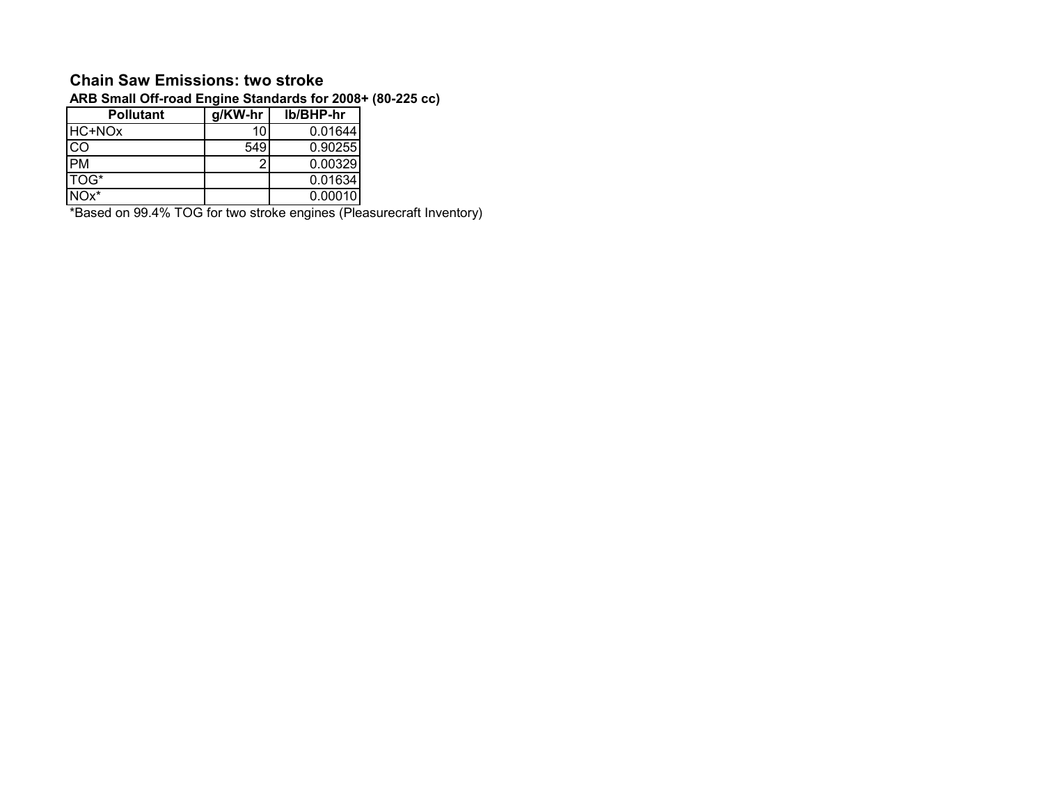## Chain Saw Emissions: two stroke

**ARB Small Off-road Engine Standards for 2008+ (80-225 cc)**

| Pollutant | g/KW-hr | lb/BHP-hr |
|---|---|---|
| HC+NOx | 10 | 0.01644 |
| CO | 549 | 0.90255 |
| PM | 2 | 0.00329 |
| TOG* | | 0.01634 |
| NOx* | | 0.00010 |

*Based on 99.4% TOG for two stroke engines (Pleasurecraft Inventory)